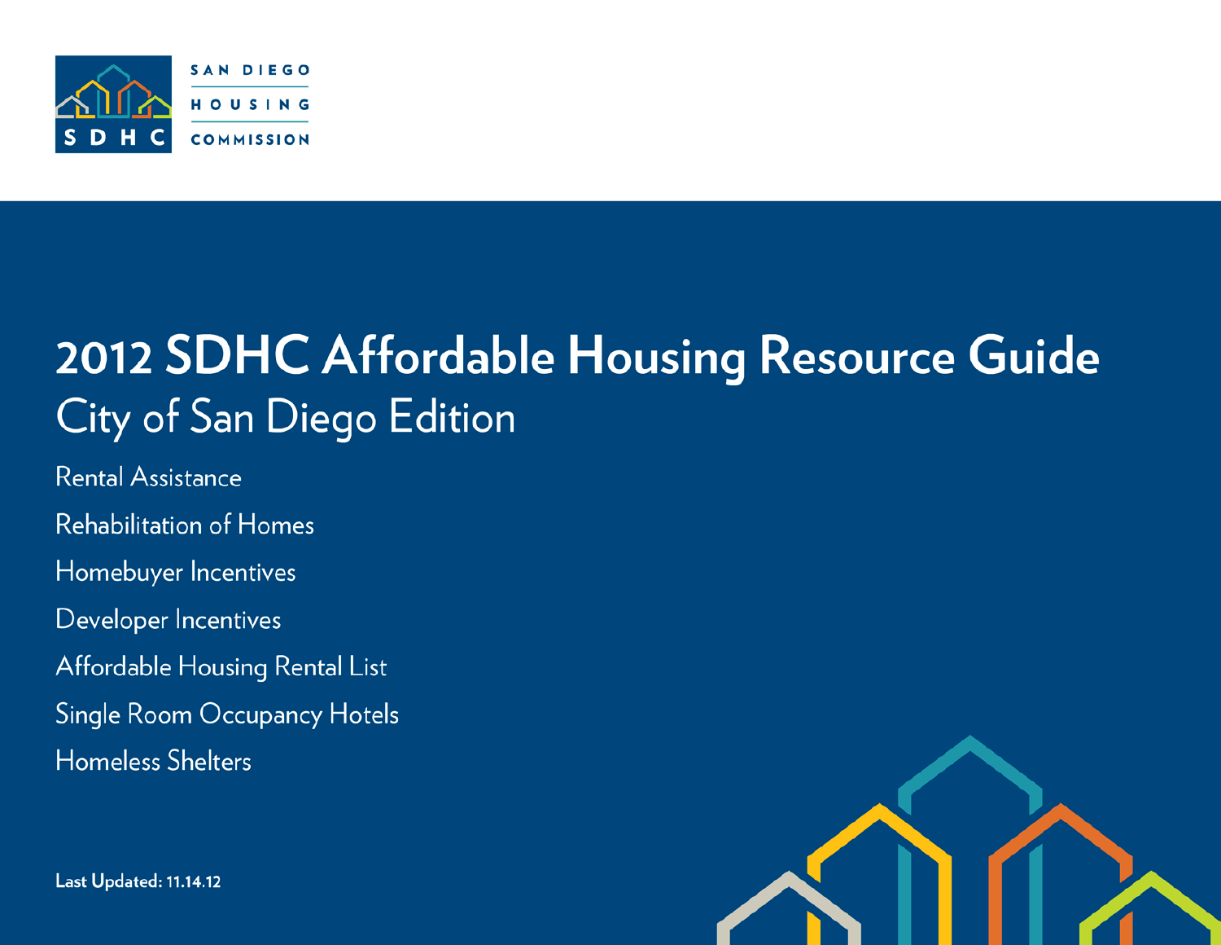SAN DIEGO HOUSING COMMISSION

SDHC

# 2012 SDHC Affordable Housing Resource Guide

## City of San Diego Edition

- Rental Assistance
- Rehabilitation of Homes
- Homebuyer Incentives
- Developer Incentives
- Affordable Housing Rental List
- Single Room Occupancy Hotels
- Homeless Shelters

**Last Updated: 11.14.12**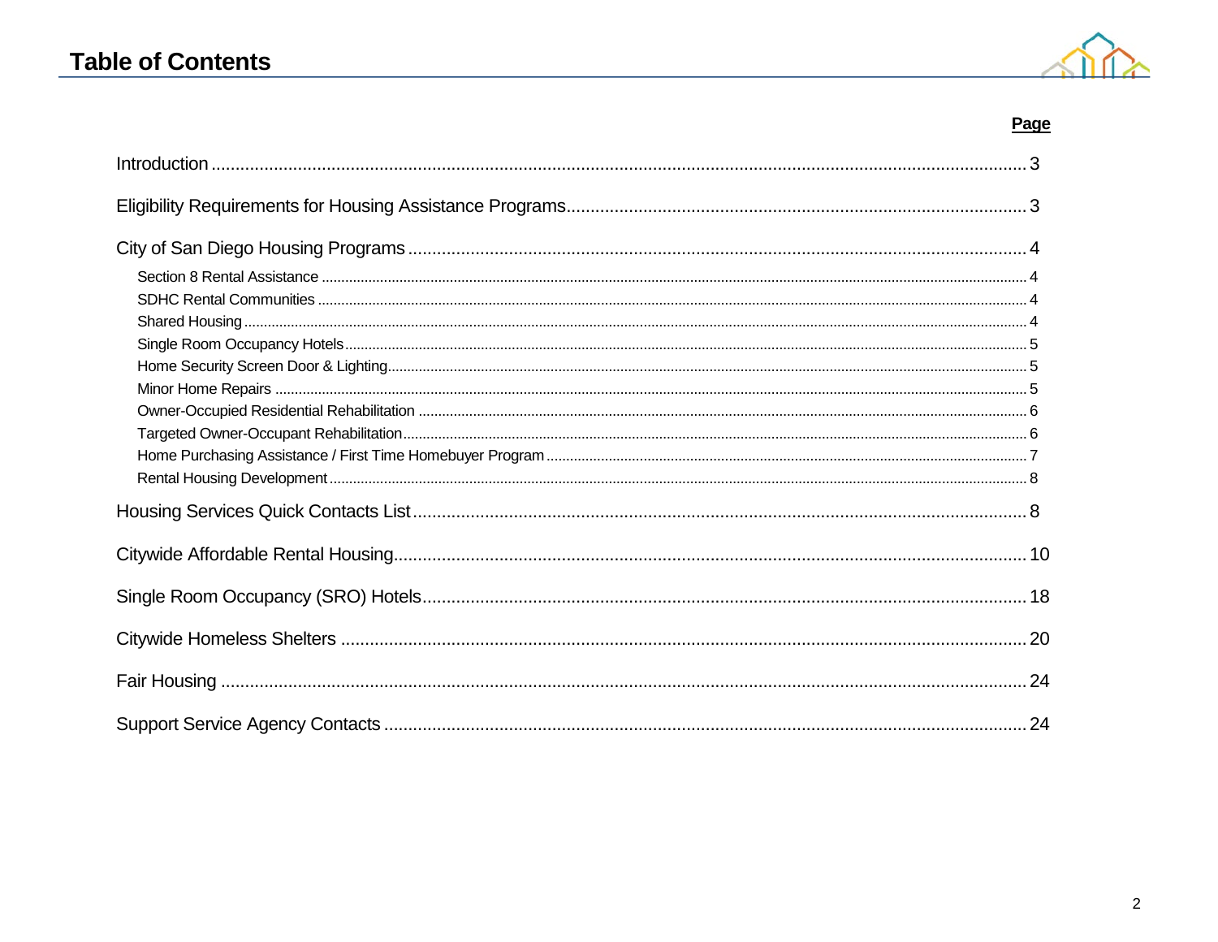# Table of Contents

| | Page |
|---|---|
| Introduction | 3 |
| Eligibility Requirements for Housing Assistance Programs | 3 |
| City of San Diego Housing Programs | 4 |
| Section 8 Rental Assistance | 4 |
| SDHC Rental Communities | 4 |
| Shared Housing | 4 |
| Single Room Occupancy Hotels | 5 |
| Home Security Screen Door & Lighting | 5 |
| Minor Home Repairs | 5 |
| Owner-Occupied Residential Rehabilitation | 6 |
| Targeted Owner-Occupant Rehabilitation | 6 |
| Home Purchasing Assistance / First Time Homebuyer Program | 7 |
| Rental Housing Development | 8 |
| Housing Services Quick Contacts List | 8 |
| Citywide Affordable Rental Housing | 10 |
| Single Room Occupancy (SRO) Hotels | 18 |
| Citywide Homeless Shelters | 20 |
| Fair Housing | 24 |
| Support Service Agency Contacts | 24 |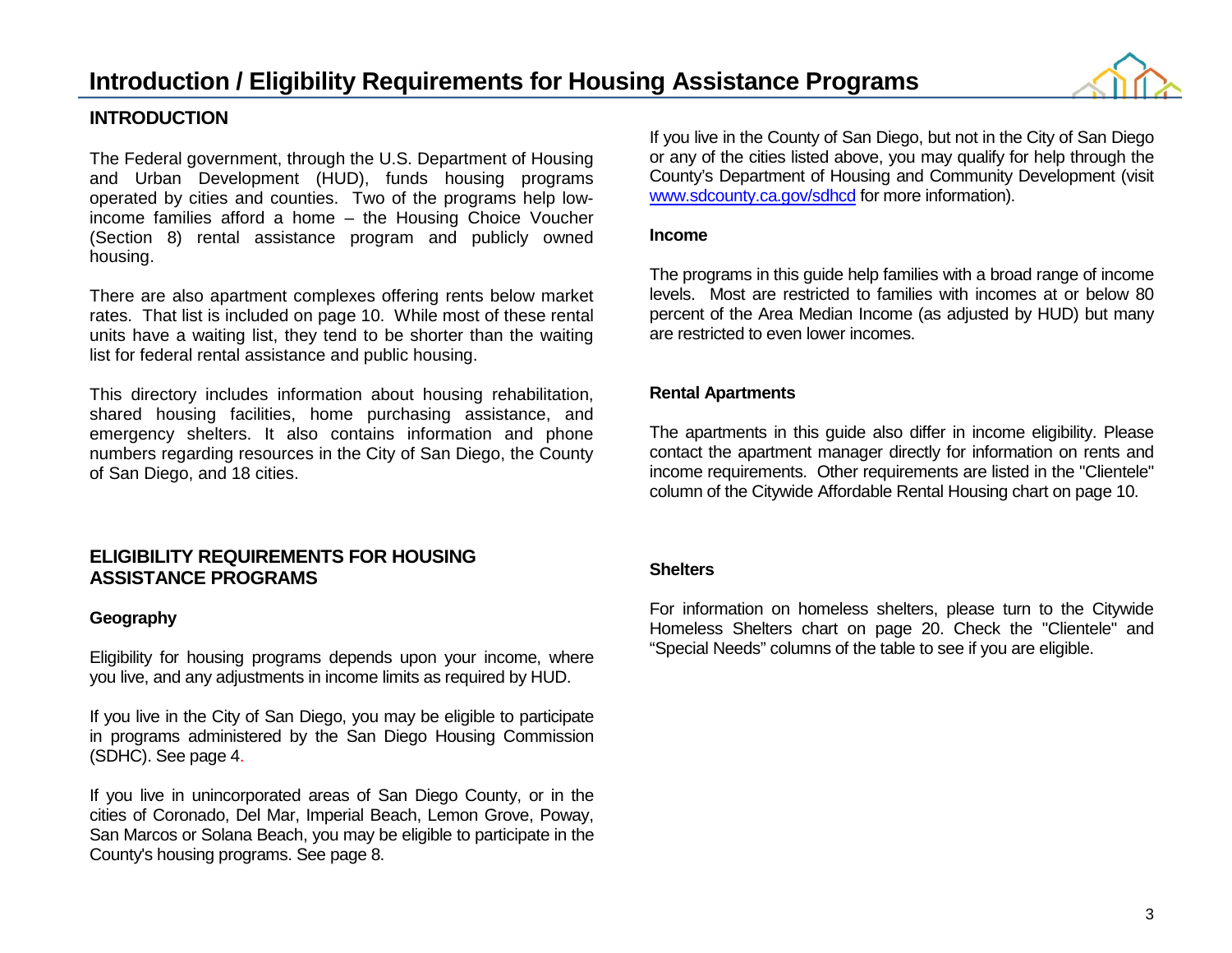# Introduction / Eligibility Requirements for Housing Assistance Programs

## INTRODUCTION

The Federal government, through the U.S. Department of Housing and Urban Development (HUD), funds housing programs operated by cities and counties. Two of the programs help low-income families afford a home – the Housing Choice Voucher (Section 8) rental assistance program and publicly owned housing.

There are also apartment complexes offering rents below market rates. That list is included on page 10. While most of these rental units have a waiting list, they tend to be shorter than the waiting list for federal rental assistance and public housing.

This directory includes information about housing rehabilitation, shared housing facilities, home purchasing assistance, and emergency shelters. It also contains information and phone numbers regarding resources in the City of San Diego, the County of San Diego, and 18 cities.

## ELIGIBILITY REQUIREMENTS FOR HOUSING ASSISTANCE PROGRAMS

### Geography

Eligibility for housing programs depends upon your income, where you live, and any adjustments in income limits as required by HUD.

If you live in the City of San Diego, you may be eligible to participate in programs administered by the San Diego Housing Commission (SDHC). See page 4.

If you live in unincorporated areas of San Diego County, or in the cities of Coronado, Del Mar, Imperial Beach, Lemon Grove, Poway, San Marcos or Solana Beach, you may be eligible to participate in the County's housing programs. See page 8.

If you live in the County of San Diego, but not in the City of San Diego or any of the cities listed above, you may qualify for help through the County's Department of Housing and Community Development (visit www.sdcounty.ca.gov/sdhcd for more information).

### Income

The programs in this guide help families with a broad range of income levels. Most are restricted to families with incomes at or below 80 percent of the Area Median Income (as adjusted by HUD) but many are restricted to even lower incomes.

### Rental Apartments

The apartments in this guide also differ in income eligibility. Please contact the apartment manager directly for information on rents and income requirements. Other requirements are listed in the "Clientele" column of the Citywide Affordable Rental Housing chart on page 10.

### Shelters

For information on homeless shelters, please turn to the Citywide Homeless Shelters chart on page 20. Check the "Clientele" and “Special Needs” columns of the table to see if you are eligible.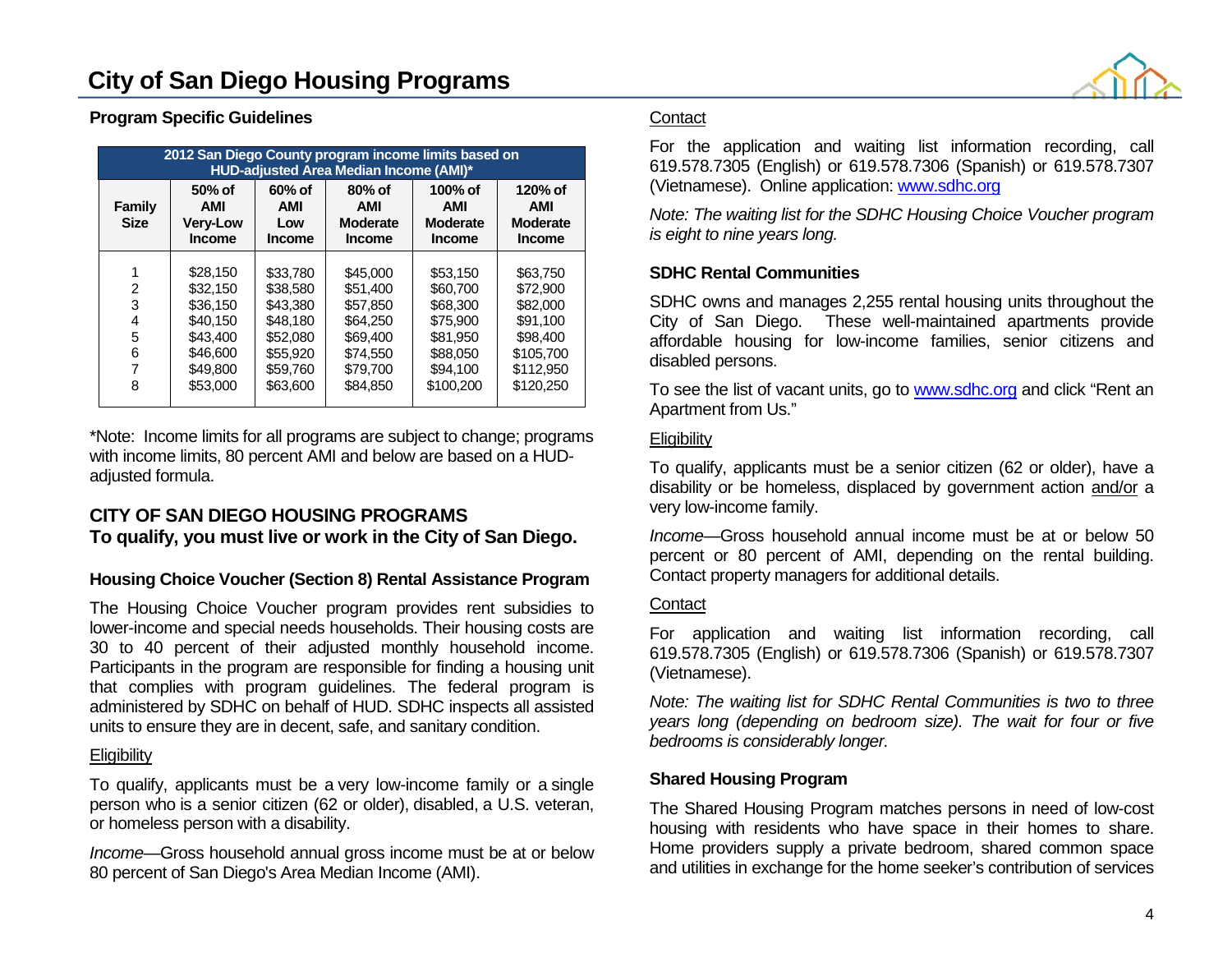# City of San Diego Housing Programs

**Program Specific Guidelines**

| 2012 San Diego County program income limits based on HUD-adjusted Area Median Income (AMI)* | | | | | |
|---|---|---|---|---|---|
| **Family Size** | **50% of AMI Very-Low Income** | **60% of AMI Low Income** | **80% of AMI Moderate Income** | **100% of AMI Moderate Income** | **120% of AMI Moderate Income** |
| 1 | $28,150 | $33,780 | $45,000 | $53,150 | $63,750 |
| 2 | $32,150 | $38,580 | $51,400 | $60,700 | $72,900 |
| 3 | $36,150 | $43,380 | $57,850 | $68,300 | $82,000 |
| 4 | $40,150 | $48,180 | $64,250 | $75,900 | $91,100 |
| 5 | $43,400 | $52,080 | $69,400 | $81,950 | $98,400 |
| 6 | $46,600 | $55,920 | $74,550 | $88,050 | $105,700 |
| 7 | $49,800 | $59,760 | $79,700 | $94,100 | $112,950 |
| 8 | $53,000 | $63,600 | $84,850 | $100,200 | $120,250 |

*Note: Income limits for all programs are subject to change; programs with income limits, 80 percent AMI and below are based on a HUD-adjusted formula.

## CITY OF SAN DIEGO HOUSING PROGRAMS
## To qualify, you must live or work in the City of San Diego.

### Housing Choice Voucher (Section 8) Rental Assistance Program

The Housing Choice Voucher program provides rent subsidies to lower-income and special needs households. Their housing costs are 30 to 40 percent of their adjusted monthly household income. Participants in the program are responsible for finding a housing unit that complies with program guidelines. The federal program is administered by SDHC on behalf of HUD. SDHC inspects all assisted units to ensure they are in decent, safe, and sanitary condition.

Eligibility

To qualify, applicants must be a very low-income family or a single person who is a senior citizen (62 or older), disabled, a U.S. veteran, or homeless person with a disability.

*Income*—Gross household annual gross income must be at or below 80 percent of San Diego's Area Median Income (AMI).

Contact

For the application and waiting list information recording, call 619.578.7305 (English) or 619.578.7306 (Spanish) or 619.578.7307 (Vietnamese). Online application: www.sdhc.org

*Note: The waiting list for the SDHC Housing Choice Voucher program is eight to nine years long.*

### SDHC Rental Communities

SDHC owns and manages 2,255 rental housing units throughout the City of San Diego. These well-maintained apartments provide affordable housing for low-income families, senior citizens and disabled persons.

To see the list of vacant units, go to www.sdhc.org and click "Rent an Apartment from Us."

Eligibility

To qualify, applicants must be a senior citizen (62 or older), have a disability or be homeless, displaced by government action and/or a very low-income family.

*Income*—Gross household annual income must be at or below 50 percent or 80 percent of AMI, depending on the rental building. Contact property managers for additional details.

Contact

For application and waiting list information recording, call 619.578.7305 (English) or 619.578.7306 (Spanish) or 619.578.7307 (Vietnamese).

*Note: The waiting list for SDHC Rental Communities is two to three years long (depending on bedroom size). The wait for four or five bedrooms is considerably longer.*

### Shared Housing Program

The Shared Housing Program matches persons in need of low-cost housing with residents who have space in their homes to share. Home providers supply a private bedroom, shared common space and utilities in exchange for the home seeker's contribution of services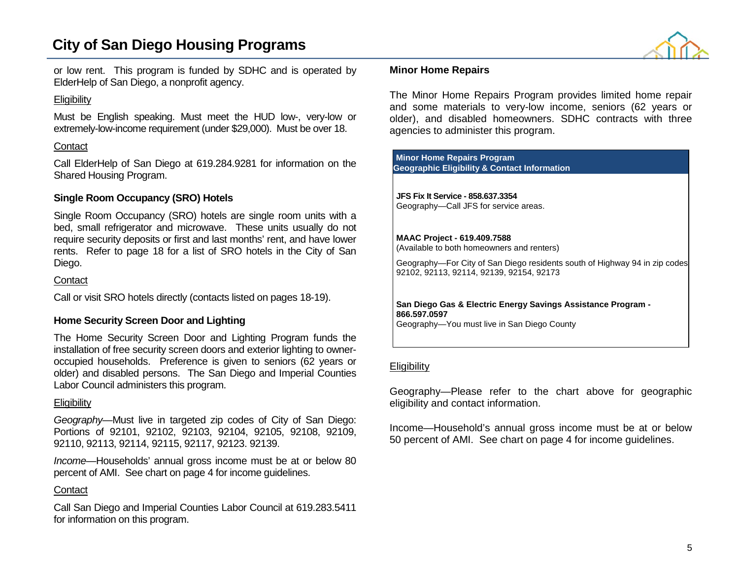or low rent. This program is funded by SDHC and is operated by ElderHelp of San Diego, a nonprofit agency.

Eligibility

Must be English speaking. Must meet the HUD low-, very-low or extremely-low-income requirement (under $29,000). Must be over 18.

Contact

Call ElderHelp of San Diego at 619.284.9281 for information on the Shared Housing Program.

### Single Room Occupancy (SRO) Hotels

Single Room Occupancy (SRO) hotels are single room units with a bed, small refrigerator and microwave. These units usually do not require security deposits or first and last months' rent, and have lower rents. Refer to page 18 for a list of SRO hotels in the City of San Diego.

Contact

Call or visit SRO hotels directly (contacts listed on pages 18-19).

### Home Security Screen Door and Lighting

The Home Security Screen Door and Lighting Program funds the installation of free security screen doors and exterior lighting to owner-occupied households. Preference is given to seniors (62 years or older) and disabled persons. The San Diego and Imperial Counties Labor Council administers this program.

Eligibility

*Geography*—Must live in targeted zip codes of City of San Diego: Portions of 92101, 92102, 92103, 92104, 92105, 92108, 92109, 92110, 92113, 92114, 92115, 92117, 92123. 92139.

*Income*—Households' annual gross income must be at or below 80 percent of AMI. See chart on page 4 for income guidelines.

Contact

Call San Diego and Imperial Counties Labor Council at 619.283.5411 for information on this program.

### Minor Home Repairs

The Minor Home Repairs Program provides limited home repair and some materials to very-low income, seniors (62 years or older), and disabled homeowners. SDHC contracts with three agencies to administer this program.

| Minor Home Repairs Program<br>Geographic Eligibility & Contact Information |
|---|
| **JFS Fix It Service - 858.637.3354**<br>Geography—Call JFS for service areas. |
| **MAAC Project - 619.409.7588**<br>(Available to both homeowners and renters)<br>Geography—For City of San Diego residents south of Highway 94 in zip codes 92102, 92113, 92114, 92139, 92154, 92173 |
| **San Diego Gas & Electric Energy Savings Assistance Program - 866.597.0597**<br>Geography—You must live in San Diego County |

Eligibility

Geography—Please refer to the chart above for geographic eligibility and contact information.

Income—Household's annual gross income must be at or below 50 percent of AMI. See chart on page 4 for income guidelines.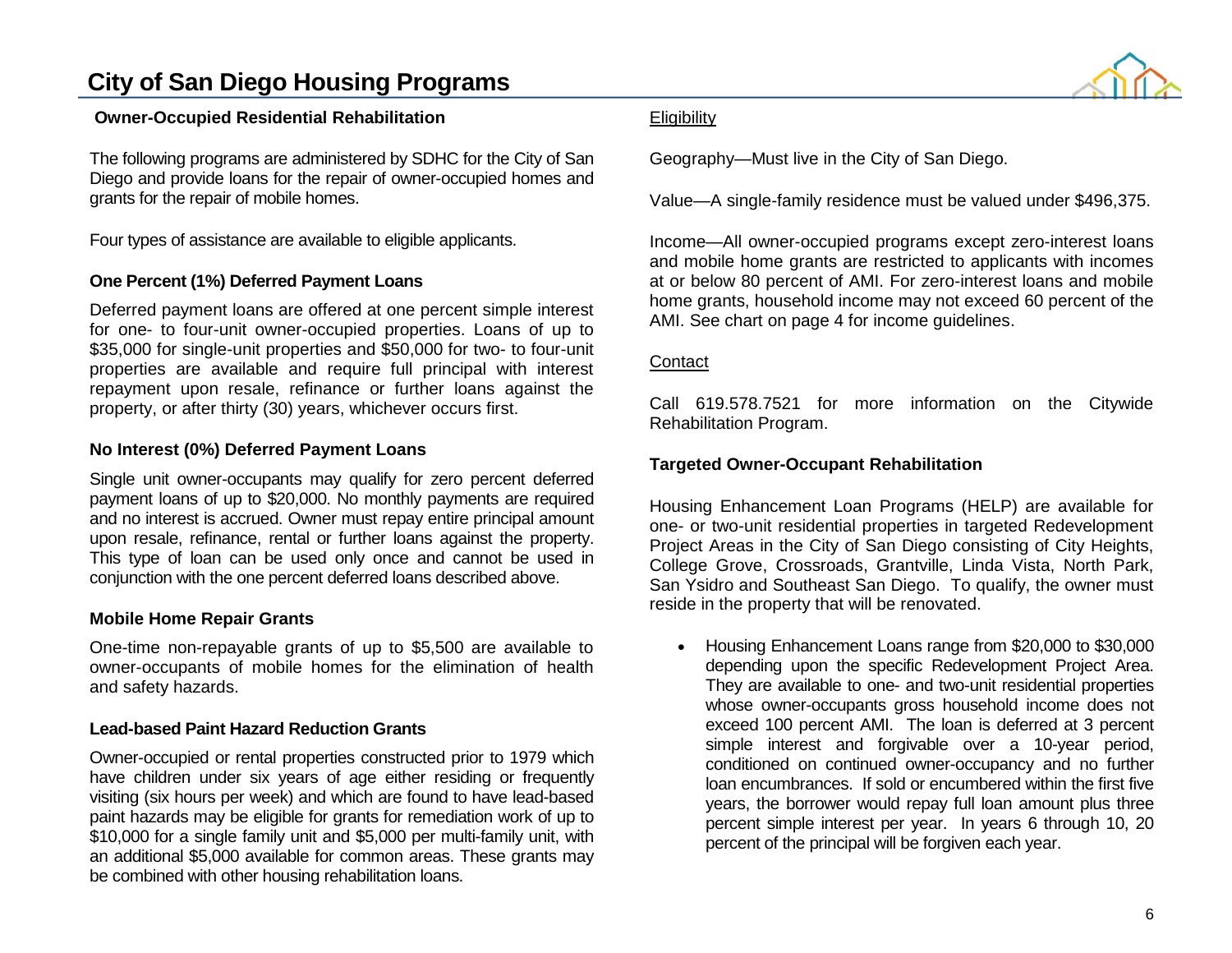# City of San Diego Housing Programs

## Owner-Occupied Residential Rehabilitation

The following programs are administered by SDHC for the City of San Diego and provide loans for the repair of owner-occupied homes and grants for the repair of mobile homes.

Four types of assistance are available to eligible applicants.

### One Percent (1%) Deferred Payment Loans

Deferred payment loans are offered at one percent simple interest for one- to four-unit owner-occupied properties. Loans of up to $35,000 for single-unit properties and $50,000 for two- to four-unit properties are available and require full principal with interest repayment upon resale, refinance or further loans against the property, or after thirty (30) years, whichever occurs first.

### No Interest (0%) Deferred Payment Loans

Single unit owner-occupants may qualify for zero percent deferred payment loans of up to $20,000. No monthly payments are required and no interest is accrued. Owner must repay entire principal amount upon resale, refinance, rental or further loans against the property. This type of loan can be used only once and cannot be used in conjunction with the one percent deferred loans described above.

### Mobile Home Repair Grants

One-time non-repayable grants of up to $5,500 are available to owner-occupants of mobile homes for the elimination of health and safety hazards.

### Lead-based Paint Hazard Reduction Grants

Owner-occupied or rental properties constructed prior to 1979 which have children under six years of age either residing or frequently visiting (six hours per week) and which are found to have lead-based paint hazards may be eligible for grants for remediation work of up to $10,000 for a single family unit and $5,000 per multi-family unit, with an additional $5,000 available for common areas. These grants may be combined with other housing rehabilitation loans.

### Eligibility

Geography—Must live in the City of San Diego.

Value—A single-family residence must be valued under $496,375.

Income—All owner-occupied programs except zero-interest loans and mobile home grants are restricted to applicants with incomes at or below 80 percent of AMI. For zero-interest loans and mobile home grants, household income may not exceed 60 percent of the AMI. See chart on page 4 for income guidelines.

### Contact

Call 619.578.7521 for more information on the Citywide Rehabilitation Program.

## Targeted Owner-Occupant Rehabilitation

Housing Enhancement Loan Programs (HELP) are available for one- or two-unit residential properties in targeted Redevelopment Project Areas in the City of San Diego consisting of City Heights, College Grove, Crossroads, Grantville, Linda Vista, North Park, San Ysidro and Southeast San Diego. To qualify, the owner must reside in the property that will be renovated.

- Housing Enhancement Loans range from $20,000 to $30,000 depending upon the specific Redevelopment Project Area. They are available to one- and two-unit residential properties whose owner-occupants gross household income does not exceed 100 percent AMI. The loan is deferred at 3 percent simple interest and forgivable over a 10-year period, conditioned on continued owner-occupancy and no further loan encumbrances. If sold or encumbered within the first five years, the borrower would repay full loan amount plus three percent simple interest per year. In years 6 through 10, 20 percent of the principal will be forgiven each year.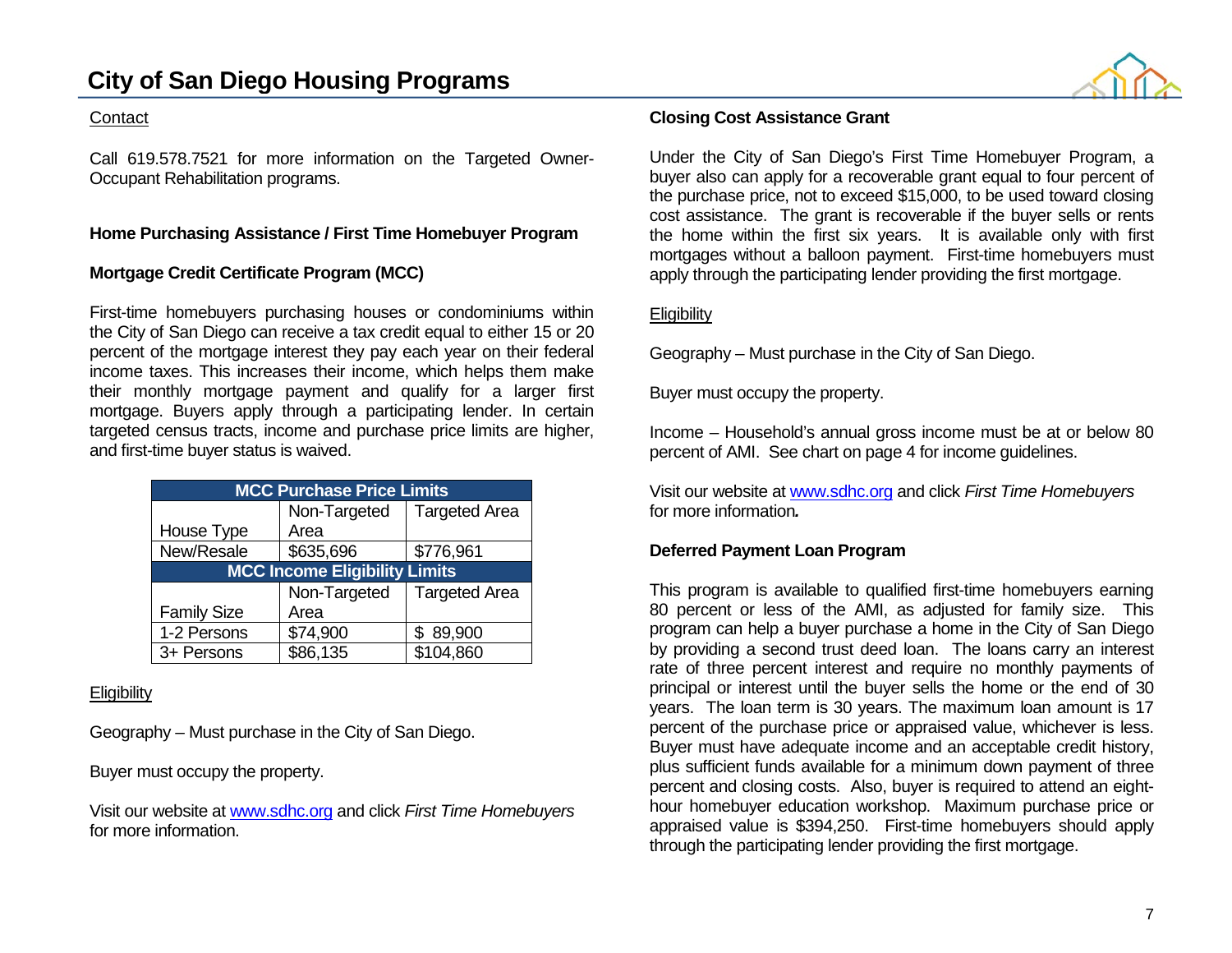Contact

Call 619.578.7521 for more information on the Targeted Owner-Occupant Rehabilitation programs.

**Home Purchasing Assistance / First Time Homebuyer Program**

**Mortgage Credit Certificate Program (MCC)**

First-time homebuyers purchasing houses or condominiums within the City of San Diego can receive a tax credit equal to either 15 or 20 percent of the mortgage interest they pay each year on their federal income taxes. This increases their income, which helps them make their monthly mortgage payment and qualify for a larger first mortgage. Buyers apply through a participating lender. In certain targeted census tracts, income and purchase price limits are higher, and first-time buyer status is waived.

| MCC Purchase Price Limits | | |
|---|---|---|
| House Type | Non-Targeted Area | Targeted Area |
| New/Resale | $635,696 | $776,961 |
| **MCC Income Eligibility Limits** | | |
| Family Size | Non-Targeted Area | Targeted Area |
| 1-2 Persons | $74,900 | $ 89,900 |
| 3+ Persons | $86,135 | $104,860 |

Eligibility

Geography – Must purchase in the City of San Diego.

Buyer must occupy the property.

Visit our website at www.sdhc.org and click *First Time Homebuyers* for more information.

**Closing Cost Assistance Grant**

Under the City of San Diego's First Time Homebuyer Program, a buyer also can apply for a recoverable grant equal to four percent of the purchase price, not to exceed $15,000, to be used toward closing cost assistance. The grant is recoverable if the buyer sells or rents the home within the first six years. It is available only with first mortgages without a balloon payment. First-time homebuyers must apply through the participating lender providing the first mortgage.

Eligibility

Geography – Must purchase in the City of San Diego.

Buyer must occupy the property.

Income – Household's annual gross income must be at or below 80 percent of AMI. See chart on page 4 for income guidelines.

Visit our website at www.sdhc.org and click *First Time Homebuyers* for more information.

**Deferred Payment Loan Program**

This program is available to qualified first-time homebuyers earning 80 percent or less of the AMI, as adjusted for family size. This program can help a buyer purchase a home in the City of San Diego by providing a second trust deed loan. The loans carry an interest rate of three percent interest and require no monthly payments of principal or interest until the buyer sells the home or the end of 30 years. The loan term is 30 years. The maximum loan amount is 17 percent of the purchase price or appraised value, whichever is less. Buyer must have adequate income and an acceptable credit history, plus sufficient funds available for a minimum down payment of three percent and closing costs. Also, buyer is required to attend an eight-hour homebuyer education workshop. Maximum purchase price or appraised value is $394,250. First-time homebuyers should apply through the participating lender providing the first mortgage.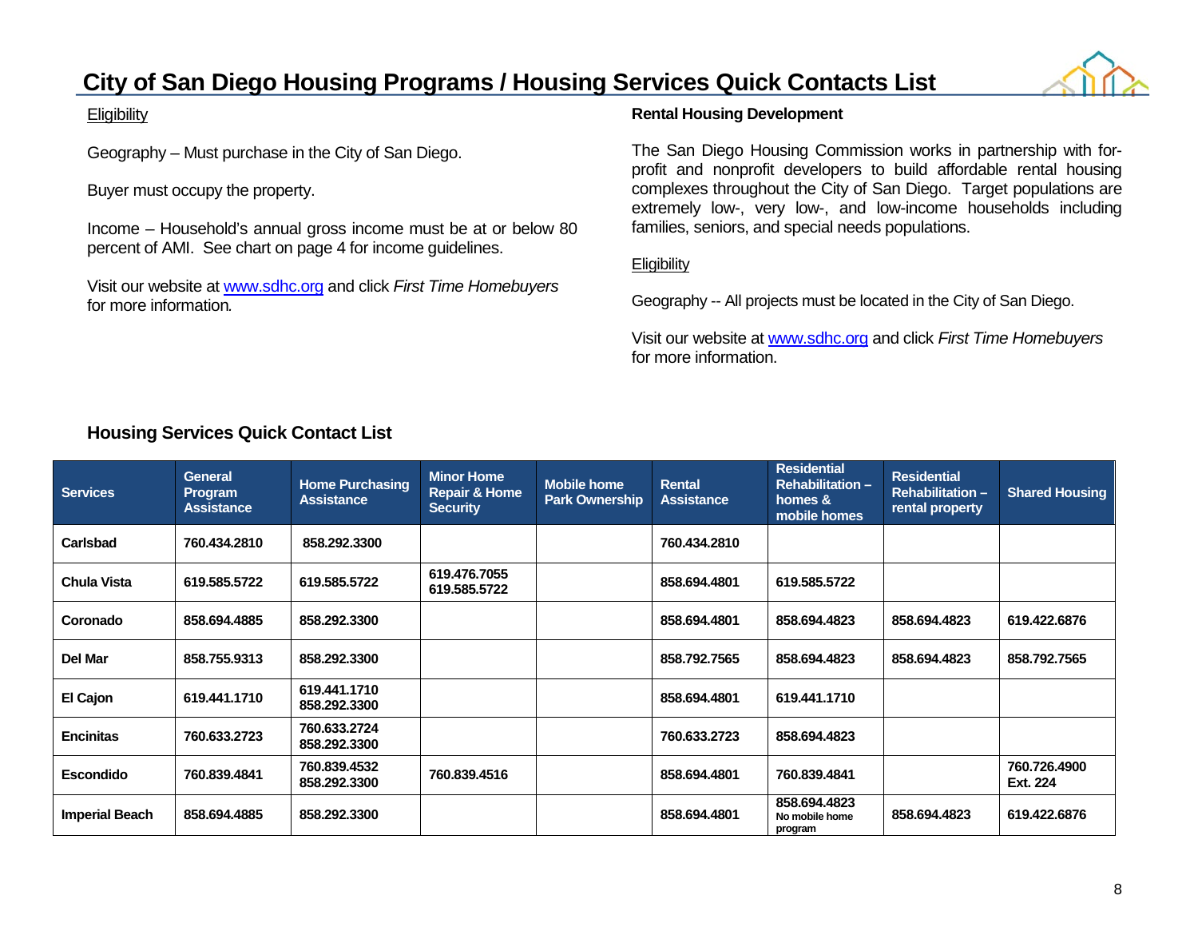# City of San Diego Housing Programs / Housing Services Quick Contacts List

Eligibility

Geography – Must purchase in the City of San Diego.

Buyer must occupy the property.

Income – Household's annual gross income must be at or below 80 percent of AMI. See chart on page 4 for income guidelines.

Visit our website at www.sdhc.org and click *First Time Homebuyers* for more information.

**Rental Housing Development**

The San Diego Housing Commission works in partnership with for-profit and nonprofit developers to build affordable rental housing complexes throughout the City of San Diego. Target populations are extremely low-, very low-, and low-income households including families, seniors, and special needs populations.

Eligibility

Geography -- All projects must be located in the City of San Diego.

Visit our website at www.sdhc.org and click *First Time Homebuyers* for more information.

## Housing Services Quick Contact List

| Services | General Program Assistance | Home Purchasing Assistance | Minor Home Repair & Home Security | Mobile home Park Ownership | Rental Assistance | Residential Rehabilitation – homes & mobile homes | Residential Rehabilitation – rental property | Shared Housing |
|---|---|---|---|---|---|---|---|---|
| **Carlsbad** | 760.434.2810 | 858.292.3300 | | | 760.434.2810 | | | |
| **Chula Vista** | 619.585.5722 | 619.585.5722 | 619.476.7055<br>619.585.5722 | | 858.694.4801 | 619.585.5722 | | |
| **Coronado** | 858.694.4885 | 858.292.3300 | | | 858.694.4801 | 858.694.4823 | 858.694.4823 | 619.422.6876 |
| **Del Mar** | 858.755.9313 | 858.292.3300 | | | 858.792.7565 | 858.694.4823 | 858.694.4823 | 858.792.7565 |
| **El Cajon** | 619.441.1710 | 619.441.1710<br>858.292.3300 | | | 858.694.4801 | 619.441.1710 | | |
| **Encinitas** | 760.633.2723 | 760.633.2724<br>858.292.3300 | | | 760.633.2723 | 858.694.4823 | | |
| **Escondido** | 760.839.4841 | 760.839.4532<br>858.292.3300 | 760.839.4516 | | 858.694.4801 | 760.839.4841 | | 760.726.4900 Ext. 224 |
| **Imperial Beach** | 858.694.4885 | 858.292.3300 | | | 858.694.4801 | 858.694.4823<br>No mobile home program | 858.694.4823 | 619.422.6876 |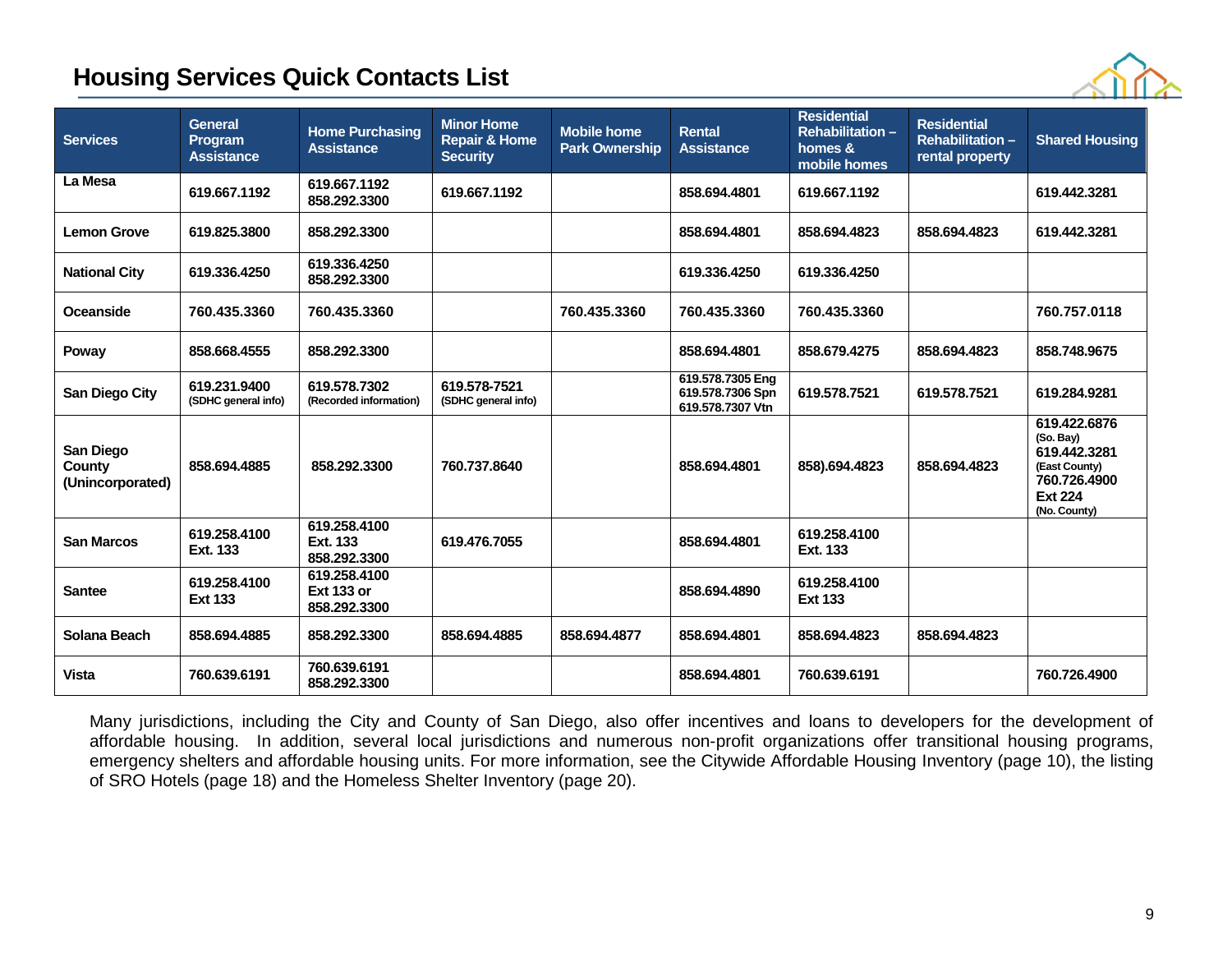## Housing Services Quick Contacts List

| Services | General Program Assistance | Home Purchasing Assistance | Minor Home Repair & Home Security | Mobile home Park Ownership | Rental Assistance | Residential Rehabilitation – homes & mobile homes | Residential Rehabilitation – rental property | Shared Housing |
|---|---|---|---|---|---|---|---|---|
| La Mesa | 619.667.1192 | 619.667.1192<br>858.292.3300 | 619.667.1192 | | 858.694.4801 | 619.667.1192 | | 619.442.3281 |
| Lemon Grove | 619.825.3800 | 858.292.3300 | | | 858.694.4801 | 858.694.4823 | 858.694.4823 | 619.442.3281 |
| National City | 619.336.4250 | 619.336.4250<br>858.292.3300 | | | 619.336.4250 | 619.336.4250 | | |
| Oceanside | 760.435.3360 | 760.435.3360 | | 760.435.3360 | 760.435.3360 | 760.435.3360 | | 760.757.0118 |
| Poway | 858.668.4555 | 858.292.3300 | | | 858.694.4801 | 858.679.4275 | 858.694.4823 | 858.748.9675 |
| San Diego City | 619.231.9400<br>(SDHC general info) | 619.578.7302<br>(Recorded information) | 619.578-7521<br>(SDHC general info) | | 619.578.7305 Eng<br>619.578.7306 Spn<br>619.578.7307 Vtn | 619.578.7521 | 619.578.7521 | 619.284.9281 |
| San Diego County (Unincorporated) | 858.694.4885 | 858.292.3300 | 760.737.8640 | | 858.694.4801 | 858).694.4823 | 858.694.4823 | 619.422.6876<br>(So. Bay)<br>619.442.3281<br>(East County)<br>760.726.4900<br>Ext 224<br>(No. County) |
| San Marcos | 619.258.4100<br>Ext. 133 | 619.258.4100<br>Ext. 133<br>858.292.3300 | 619.476.7055 | | 858.694.4801 | 619.258.4100<br>Ext. 133 | | |
| Santee | 619.258.4100<br>Ext 133 | 619.258.4100<br>Ext 133 or<br>858.292.3300 | | | 858.694.4890 | 619.258.4100<br>Ext 133 | | |
| Solana Beach | 858.694.4885 | 858.292.3300 | 858.694.4885 | 858.694.4877 | 858.694.4801 | 858.694.4823 | 858.694.4823 | |
| Vista | 760.639.6191 | 760.639.6191<br>858.292.3300 | | | 858.694.4801 | 760.639.6191 | | 760.726.4900 |

Many jurisdictions, including the City and County of San Diego, also offer incentives and loans to developers for the development of affordable housing. In addition, several local jurisdictions and numerous non-profit organizations offer transitional housing programs, emergency shelters and affordable housing units. For more information, see the Citywide Affordable Housing Inventory (page 10), the listing of SRO Hotels (page 18) and the Homeless Shelter Inventory (page 20).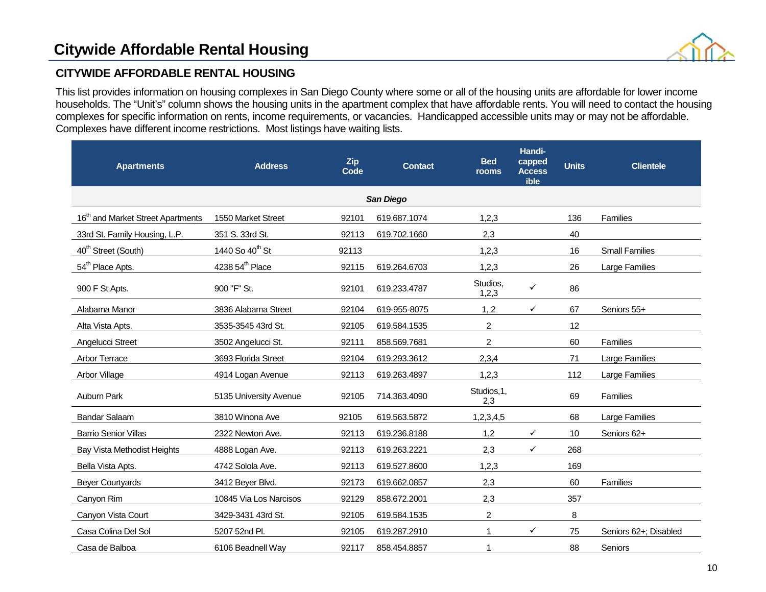# Citywide Affordable Rental Housing

## CITYWIDE AFFORDABLE RENTAL HOUSING

This list provides information on housing complexes in San Diego County where some or all of the housing units are affordable for lower income households. The "Unit's" column shows the housing units in the apartment complex that have affordable rents. You will need to contact the housing complexes for specific information on rents, income requirements, or vacancies. Handicapped accessible units may or may not be affordable. Complexes have different income restrictions. Most listings have waiting lists.

| Apartments | Address | Zip Code | Contact | Bed rooms | Handi-capped Access ible | Units | Clientele |
|---|---|---|---|---|---|---|---|
| | | | ***San Diego*** | | | | |
| 16th and Market Street Apartments | 1550 Market Street | 92101 | 619.687.1074 | 1,2,3 | | 136 | Families |
| 33rd St. Family Housing, L.P. | 351 S. 33rd St. | 92113 | 619.702.1660 | 2,3 | | 40 | |
| 40th Street (South) | 1440 So 40th St | 92113 | | 1,2,3 | | 16 | Small Families |
| 54th Place Apts. | 4238 54th Place | 92115 | 619.264.6703 | 1,2,3 | | 26 | Large Families |
| 900 F St Apts. | 900 "F" St. | 92101 | 619.233.4787 | Studios, 1,2,3 | ✓ | 86 | |
| Alabama Manor | 3836 Alabama Street | 92104 | 619-955-8075 | 1, 2 | ✓ | 67 | Seniors 55+ |
| Alta Vista Apts. | 3535-3545 43rd St. | 92105 | 619.584.1535 | 2 | | 12 | |
| Angelucci Street | 3502 Angelucci St. | 92111 | 858.569.7681 | 2 | | 60 | Families |
| Arbor Terrace | 3693 Florida Street | 92104 | 619.293.3612 | 2,3,4 | | 71 | Large Families |
| Arbor Village | 4914 Logan Avenue | 92113 | 619.263.4897 | 1,2,3 | | 112 | Large Families |
| Auburn Park | 5135 University Avenue | 92105 | 714.363.4090 | Studios,1, 2,3 | | 69 | Families |
| Bandar Salaam | 3810 Winona Ave | 92105 | 619.563.5872 | 1,2,3,4,5 | | 68 | Large Families |
| Barrio Senior Villas | 2322 Newton Ave. | 92113 | 619.236.8188 | 1,2 | ✓ | 10 | Seniors 62+ |
| Bay Vista Methodist Heights | 4888 Logan Ave. | 92113 | 619.263.2221 | 2,3 | ✓ | 268 | |
| Bella Vista Apts. | 4742 Solola Ave. | 92113 | 619.527.8600 | 1,2,3 | | 169 | |
| Beyer Courtyards | 3412 Beyer Blvd. | 92173 | 619.662.0857 | 2,3 | | 60 | Families |
| Canyon Rim | 10845 Via Los Narcisos | 92129 | 858.672.2001 | 2,3 | | 357 | |
| Canyon Vista Court | 3429-3431 43rd St. | 92105 | 619.584.1535 | 2 | | 8 | |
| Casa Colina Del Sol | 5207 52nd Pl. | 92105 | 619.287.2910 | 1 | ✓ | 75 | Seniors 62+; Disabled |
| Casa de Balboa | 6106 Beadnell Way | 92117 | 858.454.8857 | 1 | | 88 | Seniors |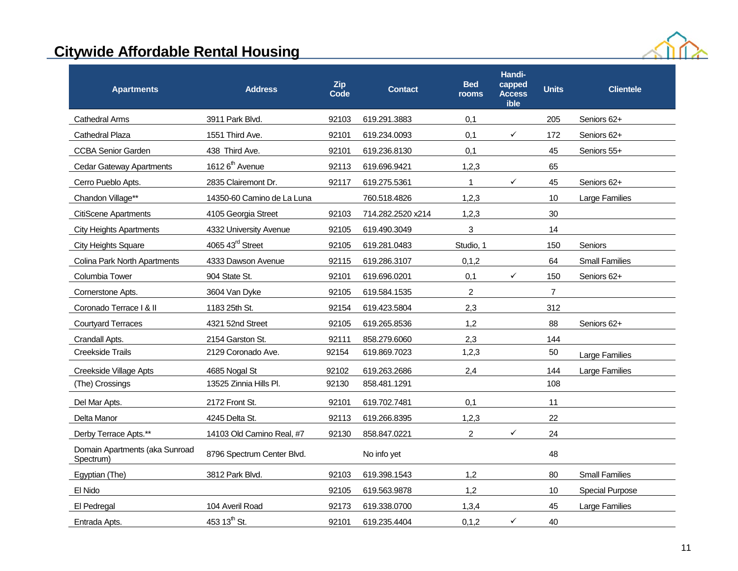## Citywide Affordable Rental Housing

| Apartments | Address | Zip Code | Contact | Bed rooms | Handi-capped Access ible | Units | Clientele |
|---|---|---|---|---|---|---|---|
| Cathedral Arms | 3911 Park Blvd. | 92103 | 619.291.3883 | 0,1 | | 205 | Seniors 62+ |
| Cathedral Plaza | 1551 Third Ave. | 92101 | 619.234.0093 | 0,1 | ✓ | 172 | Seniors 62+ |
| CCBA Senior Garden | 438 Third Ave. | 92101 | 619.236.8130 | 0,1 | | 45 | Seniors 55+ |
| Cedar Gateway Apartments | 1612 6th Avenue | 92113 | 619.696.9421 | 1,2,3 | | 65 | |
| Cerro Pueblo Apts. | 2835 Clairemont Dr. | 92117 | 619.275.5361 | 1 | ✓ | 45 | Seniors 62+ |
| Chandon Village** | 14350-60 Camino de La Luna | | 760.518.4826 | 1,2,3 | | 10 | Large Families |
| CitiScene Apartments | 4105 Georgia Street | 92103 | 714.282.2520 x214 | 1,2,3 | | 30 | |
| City Heights Apartments | 4332 University Avenue | 92105 | 619.490.3049 | 3 | | 14 | |
| City Heights Square | 4065 43rd Street | 92105 | 619.281.0483 | Studio, 1 | | 150 | Seniors |
| Colina Park North Apartments | 4333 Dawson Avenue | 92115 | 619.286.3107 | 0,1,2 | | 64 | Small Families |
| Columbia Tower | 904 State St. | 92101 | 619.696.0201 | 0,1 | ✓ | 150 | Seniors 62+ |
| Cornerstone Apts. | 3604 Van Dyke | 92105 | 619.584.1535 | 2 | | 7 | |
| Coronado Terrace I & II | 1183 25th St. | 92154 | 619.423.5804 | 2,3 | | 312 | |
| Courtyard Terraces | 4321 52nd Street | 92105 | 619.265.8536 | 1,2 | | 88 | Seniors 62+ |
| Crandall Apts. | 2154 Garston St. | 92111 | 858.279.6060 | 2,3 | | 144 | |
| Creekside Trails | 2129 Coronado Ave. | 92154 | 619.869.7023 | 1,2,3 | | 50 | Large Families |
| Creekside Village Apts | 4685 Nogal St | 92102 | 619.263.2686 | 2,4 | | 144 | Large Families |
| (The) Crossings | 13525 Zinnia Hills Pl. | 92130 | 858.481.1291 | | | 108 | |
| Del Mar Apts. | 2172 Front St. | 92101 | 619.702.7481 | 0,1 | | 11 | |
| Delta Manor | 4245 Delta St. | 92113 | 619.266.8395 | 1,2,3 | | 22 | |
| Derby Terrace Apts.** | 14103 Old Camino Real, #7 | 92130 | 858.847.0221 | 2 | ✓ | 24 | |
| Domain Apartments (aka Sunroad Spectrum) | 8796 Spectrum Center Blvd. | | No info yet | | | 48 | |
| Egyptian (The) | 3812 Park Blvd. | 92103 | 619.398.1543 | 1,2 | | 80 | Small Families |
| El Nido | | 92105 | 619.563.9878 | 1,2 | | 10 | Special Purpose |
| El Pedregal | 104 Averil Road | 92173 | 619.338.0700 | 1,3,4 | | 45 | Large Families |
| Entrada Apts. | 453 13th St. | 92101 | 619.235.4404 | 0,1,2 | ✓ | 40 | |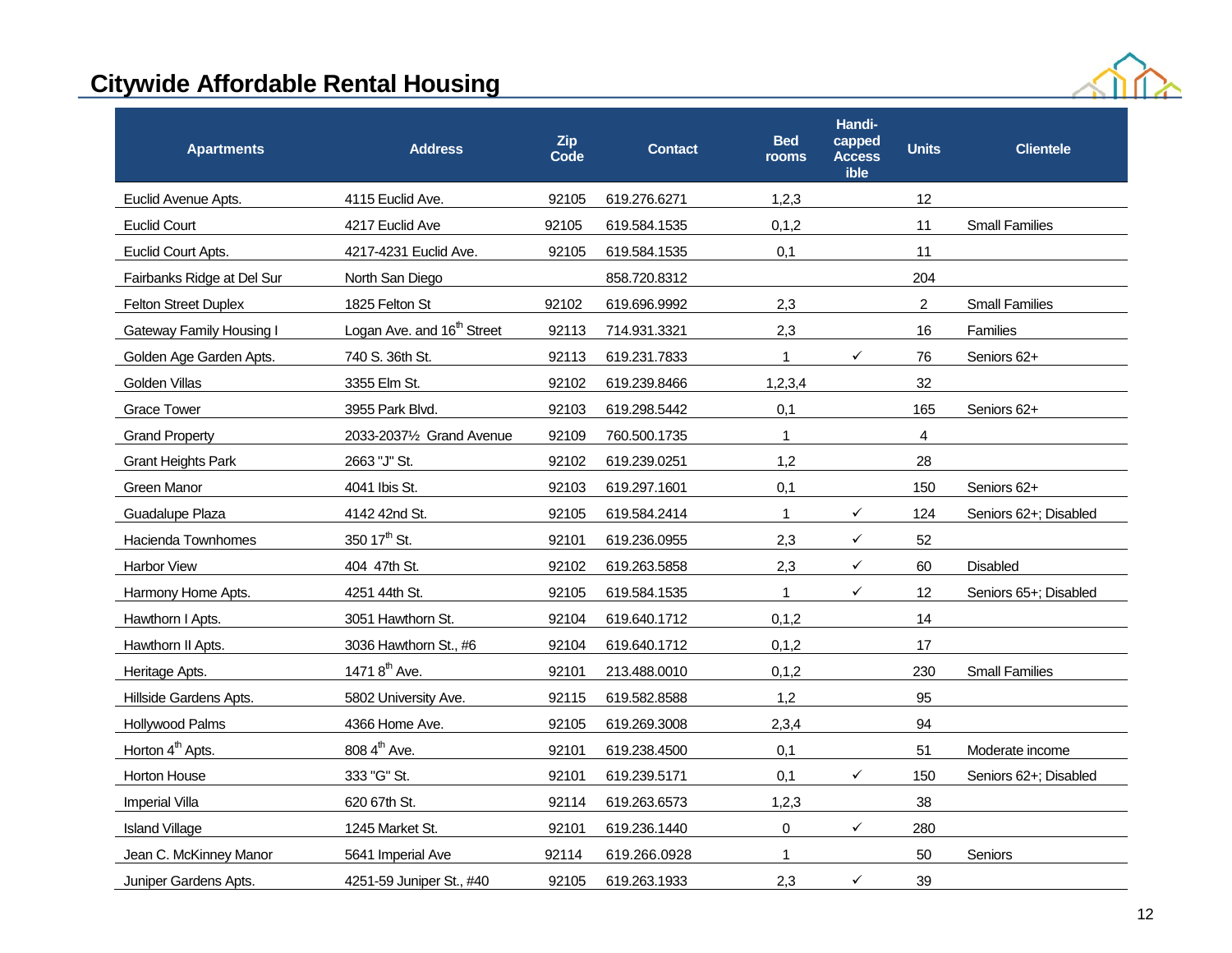## Citywide Affordable Rental Housing

| Apartments | Address | Zip Code | Contact | Bed rooms | Handi-capped Accessible | Units | Clientele |
|---|---|---|---|---|---|---|---|
| Euclid Avenue Apts. | 4115 Euclid Ave. | 92105 | 619.276.6271 | 1,2,3 | | 12 | |
| Euclid Court | 4217 Euclid Ave | 92105 | 619.584.1535 | 0,1,2 | | 11 | Small Families |
| Euclid Court Apts. | 4217-4231 Euclid Ave. | 92105 | 619.584.1535 | 0,1 | | 11 | |
| Fairbanks Ridge at Del Sur | North San Diego | | 858.720.8312 | | | 204 | |
| Felton Street Duplex | 1825 Felton St | 92102 | 619.696.9992 | 2,3 | | 2 | Small Families |
| Gateway Family Housing I | Logan Ave. and 16th Street | 92113 | 714.931.3321 | 2,3 | | 16 | Families |
| Golden Age Garden Apts. | 740 S. 36th St. | 92113 | 619.231.7833 | 1 | ✓ | 76 | Seniors 62+ |
| Golden Villas | 3355 Elm St. | 92102 | 619.239.8466 | 1,2,3,4 | | 32 | |
| Grace Tower | 3955 Park Blvd. | 92103 | 619.298.5442 | 0,1 | | 165 | Seniors 62+ |
| Grand Property | 2033-2037½ Grand Avenue | 92109 | 760.500.1735 | 1 | | 4 | |
| Grant Heights Park | 2663 "J" St. | 92102 | 619.239.0251 | 1,2 | | 28 | |
| Green Manor | 4041 Ibis St. | 92103 | 619.297.1601 | 0,1 | | 150 | Seniors 62+ |
| Guadalupe Plaza | 4142 42nd St. | 92105 | 619.584.2414 | 1 | ✓ | 124 | Seniors 62+; Disabled |
| Hacienda Townhomes | 350 17th St. | 92101 | 619.236.0955 | 2,3 | ✓ | 52 | |
| Harbor View | 404 47th St. | 92102 | 619.263.5858 | 2,3 | ✓ | 60 | Disabled |
| Harmony Home Apts. | 4251 44th St. | 92105 | 619.584.1535 | 1 | ✓ | 12 | Seniors 65+; Disabled |
| Hawthorn I Apts. | 3051 Hawthorn St. | 92104 | 619.640.1712 | 0,1,2 | | 14 | |
| Hawthorn II Apts. | 3036 Hawthorn St., #6 | 92104 | 619.640.1712 | 0,1,2 | | 17 | |
| Heritage Apts. | 1471 8th Ave. | 92101 | 213.488.0010 | 0,1,2 | | 230 | Small Families |
| Hillside Gardens Apts. | 5802 University Ave. | 92115 | 619.582.8588 | 1,2 | | 95 | |
| Hollywood Palms | 4366 Home Ave. | 92105 | 619.269.3008 | 2,3,4 | | 94 | |
| Horton 4th Apts. | 808 4th Ave. | 92101 | 619.238.4500 | 0,1 | | 51 | Moderate income |
| Horton House | 333 "G" St. | 92101 | 619.239.5171 | 0,1 | ✓ | 150 | Seniors 62+; Disabled |
| Imperial Villa | 620 67th St. | 92114 | 619.263.6573 | 1,2,3 | | 38 | |
| Island Village | 1245 Market St. | 92101 | 619.236.1440 | 0 | ✓ | 280 | |
| Jean C. McKinney Manor | 5641 Imperial Ave | 92114 | 619.266.0928 | 1 | | 50 | Seniors |
| Juniper Gardens Apts. | 4251-59 Juniper St., #40 | 92105 | 619.263.1933 | 2,3 | ✓ | 39 | |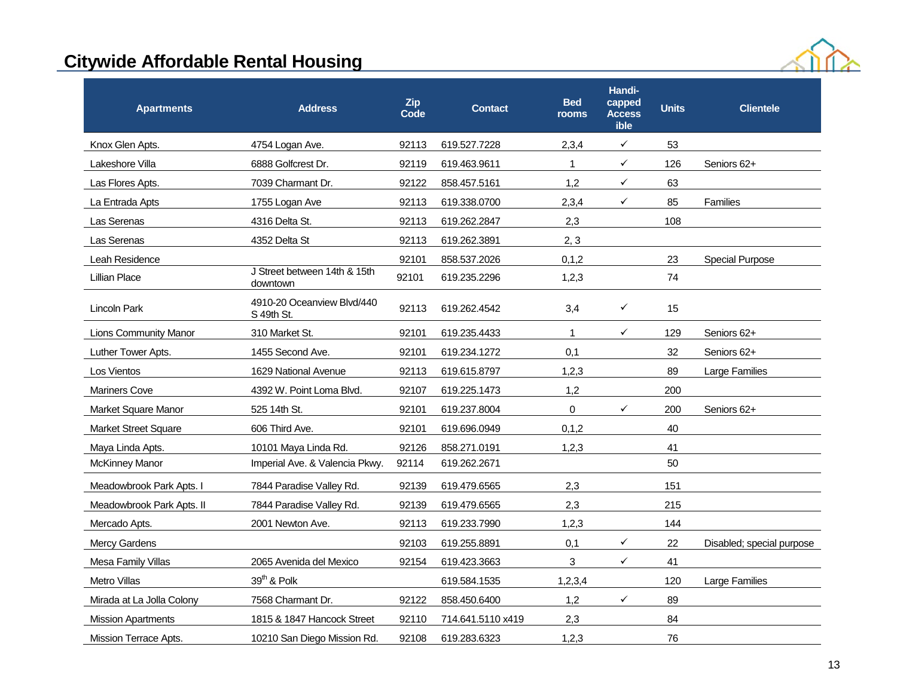## Citywide Affordable Rental Housing

| Apartments | Address | Zip Code | Contact | Bed rooms | Handi-capped Access ible | Units | Clientele |
|---|---|---|---|---|---|---|---|
| Knox Glen Apts. | 4754 Logan Ave. | 92113 | 619.527.7228 | 2,3,4 | ✓ | 53 | |
| Lakeshore Villa | 6888 Golfcrest Dr. | 92119 | 619.463.9611 | 1 | ✓ | 126 | Seniors 62+ |
| Las Flores Apts. | 7039 Charmant Dr. | 92122 | 858.457.5161 | 1,2 | ✓ | 63 | |
| La Entrada Apts | 1755 Logan Ave | 92113 | 619.338.0700 | 2,3,4 | ✓ | 85 | Families |
| Las Serenas | 4316 Delta St. | 92113 | 619.262.2847 | 2,3 | | 108 | |
| Las Serenas | 4352 Delta St | 92113 | 619.262.3891 | 2, 3 | | | |
| Leah Residence | | 92101 | 858.537.2026 | 0,1,2 | | 23 | Special Purpose |
| Lillian Place | J Street between 14th & 15th downtown | 92101 | 619.235.2296 | 1,2,3 | | 74 | |
| Lincoln Park | 4910-20 Oceanview Blvd/440 S 49th St. | 92113 | 619.262.4542 | 3,4 | ✓ | 15 | |
| Lions Community Manor | 310 Market St. | 92101 | 619.235.4433 | 1 | ✓ | 129 | Seniors 62+ |
| Luther Tower Apts. | 1455 Second Ave. | 92101 | 619.234.1272 | 0,1 | | 32 | Seniors 62+ |
| Los Vientos | 1629 National Avenue | 92113 | 619.615.8797 | 1,2,3 | | 89 | Large Families |
| Mariners Cove | 4392 W. Point Loma Blvd. | 92107 | 619.225.1473 | 1,2 | | 200 | |
| Market Square Manor | 525 14th St. | 92101 | 619.237.8004 | 0 | ✓ | 200 | Seniors 62+ |
| Market Street Square | 606 Third Ave. | 92101 | 619.696.0949 | 0,1,2 | | 40 | |
| Maya Linda Apts. | 10101 Maya Linda Rd. | 92126 | 858.271.0191 | 1,2,3 | | 41 | |
| McKinney Manor | Imperial Ave. & Valencia Pkwy. | 92114 | 619.262.2671 | | | 50 | |
| Meadowbrook Park Apts. I | 7844 Paradise Valley Rd. | 92139 | 619.479.6565 | 2,3 | | 151 | |
| Meadowbrook Park Apts. II | 7844 Paradise Valley Rd. | 92139 | 619.479.6565 | 2,3 | | 215 | |
| Mercado Apts. | 2001 Newton Ave. | 92113 | 619.233.7990 | 1,2,3 | | 144 | |
| Mercy Gardens | | 92103 | 619.255.8891 | 0,1 | ✓ | 22 | Disabled; special purpose |
| Mesa Family Villas | 2065 Avenida del Mexico | 92154 | 619.423.3663 | 3 | ✓ | 41 | |
| Metro Villas | 39th & Polk | | 619.584.1535 | 1,2,3,4 | | 120 | Large Families |
| Mirada at La Jolla Colony | 7568 Charmant Dr. | 92122 | 858.450.6400 | 1,2 | ✓ | 89 | |
| Mission Apartments | 1815 & 1847 Hancock Street | 92110 | 714.641.5110 x419 | 2,3 | | 84 | |
| Mission Terrace Apts. | 10210 San Diego Mission Rd. | 92108 | 619.283.6323 | 1,2,3 | | 76 | |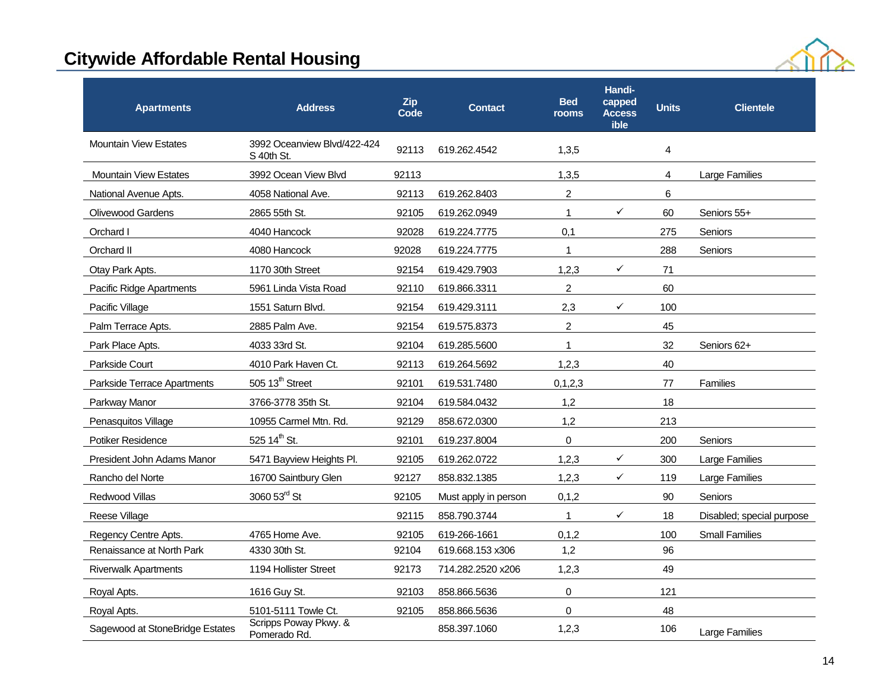## Citywide Affordable Rental Housing

| Apartments | Address | Zip Code | Contact | Bed rooms | Handi-capped Access ible | Units | Clientele |
|---|---|---|---|---|---|---|---|
| Mountain View Estates | 3992 Oceanview Blvd/422-424 S 40th St. | 92113 | 619.262.4542 | 1,3,5 | | 4 | |
| Mountain View Estates | 3992 Ocean View Blvd | 92113 | | 1,3,5 | | 4 | Large Families |
| National Avenue Apts. | 4058 National Ave. | 92113 | 619.262.8403 | 2 | | 6 | |
| Olivewood Gardens | 2865 55th St. | 92105 | 619.262.0949 | 1 | ✓ | 60 | Seniors 55+ |
| Orchard I | 4040 Hancock | 92028 | 619.224.7775 | 0,1 | | 275 | Seniors |
| Orchard II | 4080 Hancock | 92028 | 619.224.7775 | 1 | | 288 | Seniors |
| Otay Park Apts. | 1170 30th Street | 92154 | 619.429.7903 | 1,2,3 | ✓ | 71 | |
| Pacific Ridge Apartments | 5961 Linda Vista Road | 92110 | 619.866.3311 | 2 | | 60 | |
| Pacific Village | 1551 Saturn Blvd. | 92154 | 619.429.3111 | 2,3 | ✓ | 100 | |
| Palm Terrace Apts. | 2885 Palm Ave. | 92154 | 619.575.8373 | 2 | | 45 | |
| Park Place Apts. | 4033 33rd St. | 92104 | 619.285.5600 | 1 | | 32 | Seniors 62+ |
| Parkside Court | 4010 Park Haven Ct. | 92113 | 619.264.5692 | 1,2,3 | | 40 | |
| Parkside Terrace Apartments | 505 13th Street | 92101 | 619.531.7480 | 0,1,2,3 | | 77 | Families |
| Parkway Manor | 3766-3778 35th St. | 92104 | 619.584.0432 | 1,2 | | 18 | |
| Penasquitos Village | 10955 Carmel Mtn. Rd. | 92129 | 858.672.0300 | 1,2 | | 213 | |
| Potiker Residence | 525 14th St. | 92101 | 619.237.8004 | 0 | | 200 | Seniors |
| President John Adams Manor | 5471 Bayview Heights Pl. | 92105 | 619.262.0722 | 1,2,3 | ✓ | 300 | Large Families |
| Rancho del Norte | 16700 Saintbury Glen | 92127 | 858.832.1385 | 1,2,3 | ✓ | 119 | Large Families |
| Redwood Villas | 3060 53rd St | 92105 | Must apply in person | 0,1,2 | | 90 | Seniors |
| Reese Village | | 92115 | 858.790.3744 | 1 | ✓ | 18 | Disabled; special purpose |
| Regency Centre Apts. | 4765 Home Ave. | 92105 | 619-266-1661 | 0,1,2 | | 100 | Small Families |
| Renaissance at North Park | 4330 30th St. | 92104 | 619.668.153 x306 | 1,2 | | 96 | |
| Riverwalk Apartments | 1194 Hollister Street | 92173 | 714.282.2520 x206 | 1,2,3 | | 49 | |
| Royal Apts. | 1616 Guy St. | 92103 | 858.866.5636 | 0 | | 121 | |
| Royal Apts. | 5101-5111 Towle Ct. | 92105 | 858.866.5636 | 0 | | 48 | |
| Sagewood at StoneBridge Estates | Scripps Poway Pkwy. & Pomerado Rd. | | 858.397.1060 | 1,2,3 | | 106 | Large Families |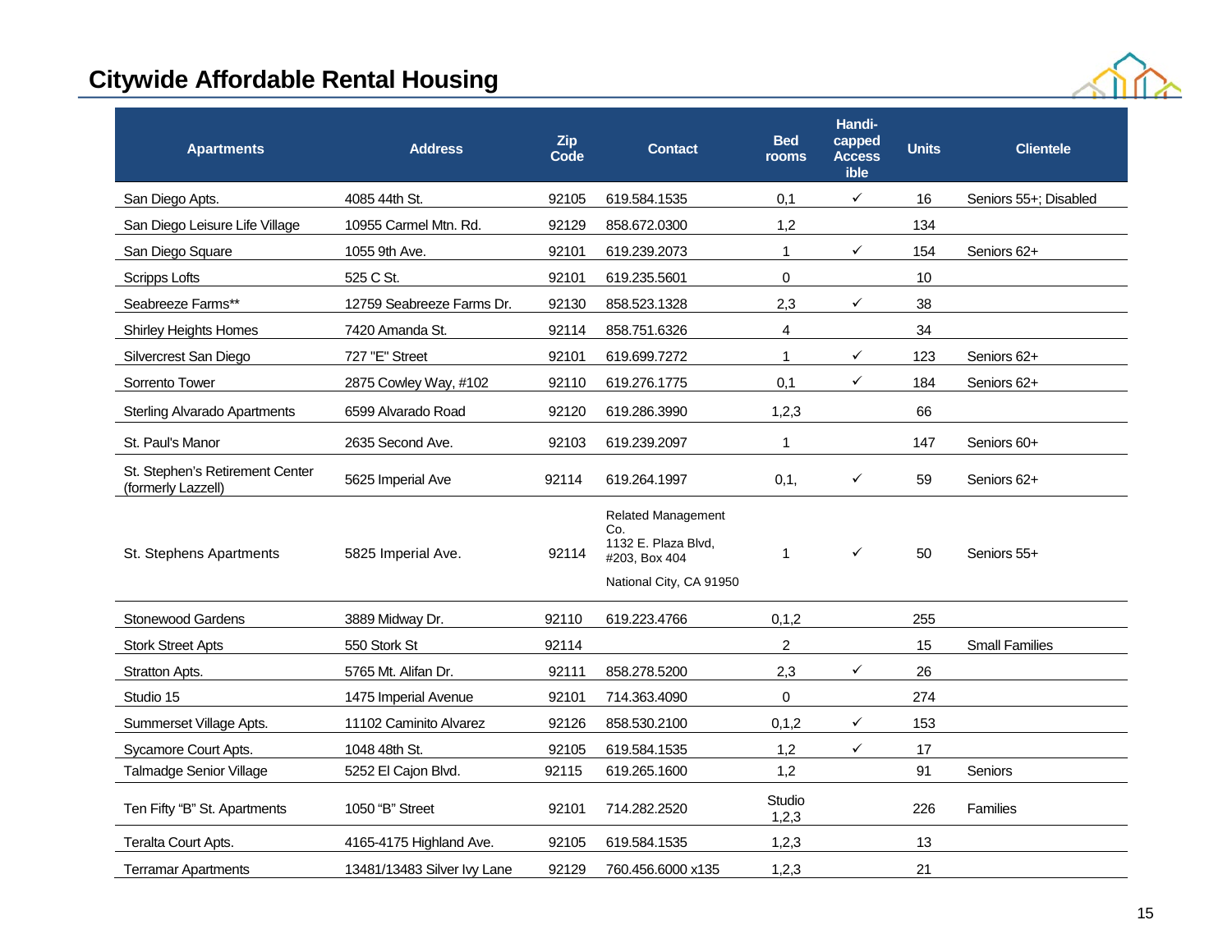# Citywide Affordable Rental Housing

| Apartments | Address | Zip Code | Contact | Bed rooms | Handi-capped Access ible | Units | Clientele |
|---|---|---|---|---|---|---|---|
| San Diego Apts. | 4085 44th St. | 92105 | 619.584.1535 | 0,1 | ✓ | 16 | Seniors 55+; Disabled |
| San Diego Leisure Life Village | 10955 Carmel Mtn. Rd. | 92129 | 858.672.0300 | 1,2 | | 134 | |
| San Diego Square | 1055 9th Ave. | 92101 | 619.239.2073 | 1 | ✓ | 154 | Seniors 62+ |
| Scripps Lofts | 525 C St. | 92101 | 619.235.5601 | 0 | | 10 | |
| Seabreeze Farms** | 12759 Seabreeze Farms Dr. | 92130 | 858.523.1328 | 2,3 | ✓ | 38 | |
| Shirley Heights Homes | 7420 Amanda St. | 92114 | 858.751.6326 | 4 | | 34 | |
| Silvercrest San Diego | 727 "E" Street | 92101 | 619.699.7272 | 1 | ✓ | 123 | Seniors 62+ |
| Sorrento Tower | 2875 Cowley Way, #102 | 92110 | 619.276.1775 | 0,1 | ✓ | 184 | Seniors 62+ |
| Sterling Alvarado Apartments | 6599 Alvarado Road | 92120 | 619.286.3990 | 1,2,3 | | 66 | |
| St. Paul's Manor | 2635 Second Ave. | 92103 | 619.239.2097 | 1 | | 147 | Seniors 60+ |
| St. Stephen's Retirement Center (formerly Lazzell) | 5625 Imperial Ave | 92114 | 619.264.1997 | 0,1, | ✓ | 59 | Seniors 62+ |
| St. Stephens Apartments | 5825 Imperial Ave. | 92114 | Related Management Co. 1132 E. Plaza Blvd, #203, Box 404 National City, CA 91950 | 1 | ✓ | 50 | Seniors 55+ |
| Stonewood Gardens | 3889 Midway Dr. | 92110 | 619.223.4766 | 0,1,2 | | 255 | |
| Stork Street Apts | 550 Stork St | 92114 | | 2 | | 15 | Small Families |
| Stratton Apts. | 5765 Mt. Alifan Dr. | 92111 | 858.278.5200 | 2,3 | ✓ | 26 | |
| Studio 15 | 1475 Imperial Avenue | 92101 | 714.363.4090 | 0 | | 274 | |
| Summerset Village Apts. | 11102 Caminito Alvarez | 92126 | 858.530.2100 | 0,1,2 | ✓ | 153 | |
| Sycamore Court Apts. | 1048 48th St. | 92105 | 619.584.1535 | 1,2 | ✓ | 17 | |
| Talmadge Senior Village | 5252 El Cajon Blvd. | 92115 | 619.265.1600 | 1,2 | | 91 | Seniors |
| Ten Fifty "B" St. Apartments | 1050 "B" Street | 92101 | 714.282.2520 | Studio 1,2,3 | | 226 | Families |
| Teralta Court Apts. | 4165-4175 Highland Ave. | 92105 | 619.584.1535 | 1,2,3 | | 13 | |
| Terramar Apartments | 13481/13483 Silver Ivy Lane | 92129 | 760.456.6000 x135 | 1,2,3 | | 21 | |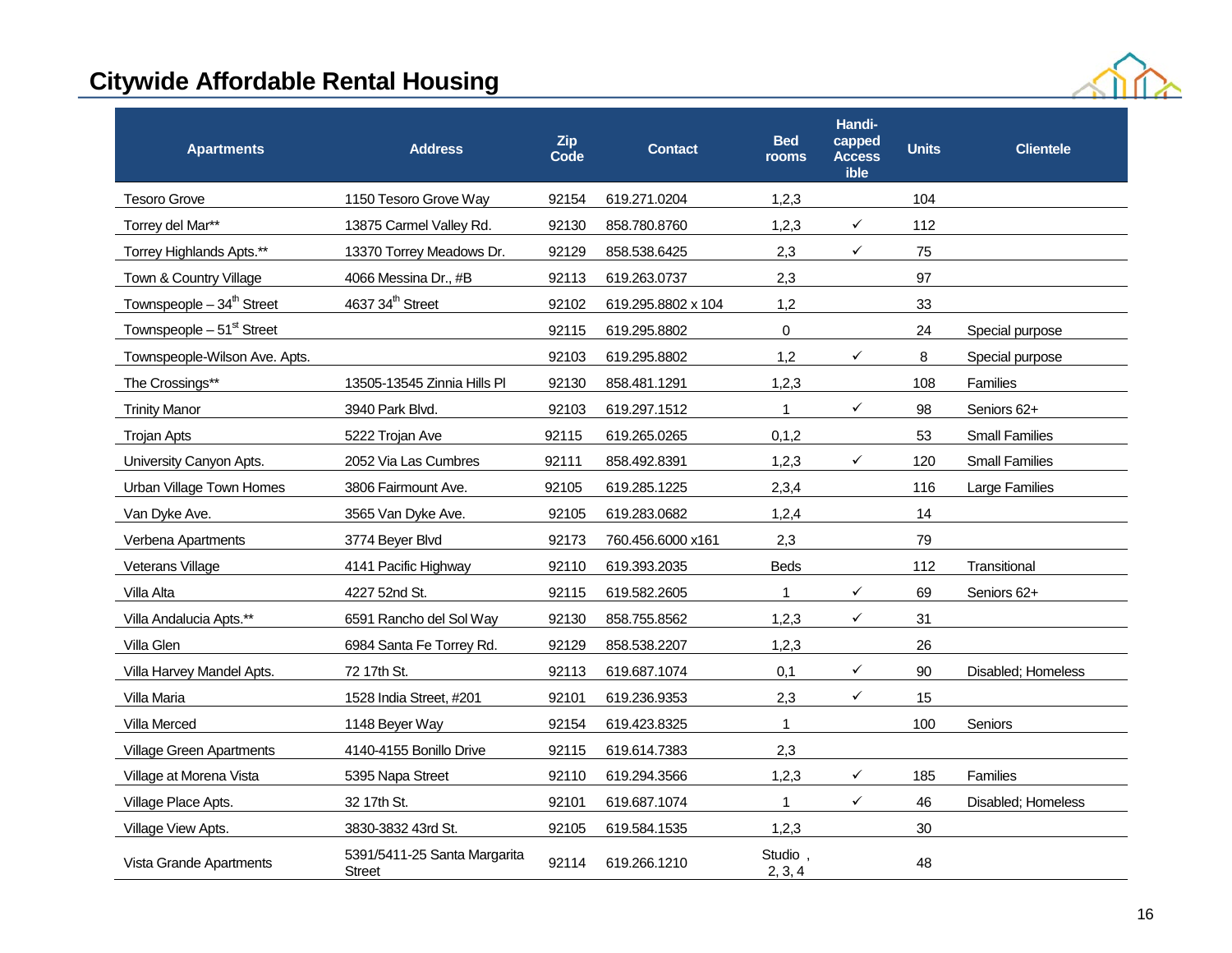# Citywide Affordable Rental Housing

| Apartments | Address | Zip Code | Contact | Bed rooms | Handi-capped Access ible | Units | Clientele |
|---|---|---|---|---|---|---|---|
| Tesoro Grove | 1150 Tesoro Grove Way | 92154 | 619.271.0204 | 1,2,3 | | 104 | |
| Torrey del Mar** | 13875 Carmel Valley Rd. | 92130 | 858.780.8760 | 1,2,3 | ✓ | 112 | |
| Torrey Highlands Apts.** | 13370 Torrey Meadows Dr. | 92129 | 858.538.6425 | 2,3 | ✓ | 75 | |
| Town & Country Village | 4066 Messina Dr., #B | 92113 | 619.263.0737 | 2,3 | | 97 | |
| Townspeople – 34th Street | 4637 34th Street | 92102 | 619.295.8802 x 104 | 1,2 | | 33 | |
| Townspeople – 51st Street | | 92115 | 619.295.8802 | 0 | | 24 | Special purpose |
| Townspeople-Wilson Ave. Apts. | | 92103 | 619.295.8802 | 1,2 | ✓ | 8 | Special purpose |
| The Crossings** | 13505-13545 Zinnia Hills Pl | 92130 | 858.481.1291 | 1,2,3 | | 108 | Families |
| Trinity Manor | 3940 Park Blvd. | 92103 | 619.297.1512 | 1 | ✓ | 98 | Seniors 62+ |
| Trojan Apts | 5222 Trojan Ave | 92115 | 619.265.0265 | 0,1,2 | | 53 | Small Families |
| University Canyon Apts. | 2052 Via Las Cumbres | 92111 | 858.492.8391 | 1,2,3 | ✓ | 120 | Small Families |
| Urban Village Town Homes | 3806 Fairmount Ave. | 92105 | 619.285.1225 | 2,3,4 | | 116 | Large Families |
| Van Dyke Ave. | 3565 Van Dyke Ave. | 92105 | 619.283.0682 | 1,2,4 | | 14 | |
| Verbena Apartments | 3774 Beyer Blvd | 92173 | 760.456.6000 x161 | 2,3 | | 79 | |
| Veterans Village | 4141 Pacific Highway | 92110 | 619.393.2035 | Beds | | 112 | Transitional |
| Villa Alta | 4227 52nd St. | 92115 | 619.582.2605 | 1 | ✓ | 69 | Seniors 62+ |
| Villa Andalucia Apts.** | 6591 Rancho del Sol Way | 92130 | 858.755.8562 | 1,2,3 | ✓ | 31 | |
| Villa Glen | 6984 Santa Fe Torrey Rd. | 92129 | 858.538.2207 | 1,2,3 | | 26 | |
| Villa Harvey Mandel Apts. | 72 17th St. | 92113 | 619.687.1074 | 0,1 | ✓ | 90 | Disabled; Homeless |
| Villa Maria | 1528 India Street, #201 | 92101 | 619.236.9353 | 2,3 | ✓ | 15 | |
| Villa Merced | 1148 Beyer Way | 92154 | 619.423.8325 | 1 | | 100 | Seniors |
| Village Green Apartments | 4140-4155 Bonillo Drive | 92115 | 619.614.7383 | 2,3 | | | |
| Village at Morena Vista | 5395 Napa Street | 92110 | 619.294.3566 | 1,2,3 | ✓ | 185 | Families |
| Village Place Apts. | 32 17th St. | 92101 | 619.687.1074 | 1 | ✓ | 46 | Disabled; Homeless |
| Village View Apts. | 3830-3832 43rd St. | 92105 | 619.584.1535 | 1,2,3 | | 30 | |
| Vista Grande Apartments | 5391/5411-25 Santa Margarita Street | 92114 | 619.266.1210 | Studio , 2, 3, 4 | | 48 | |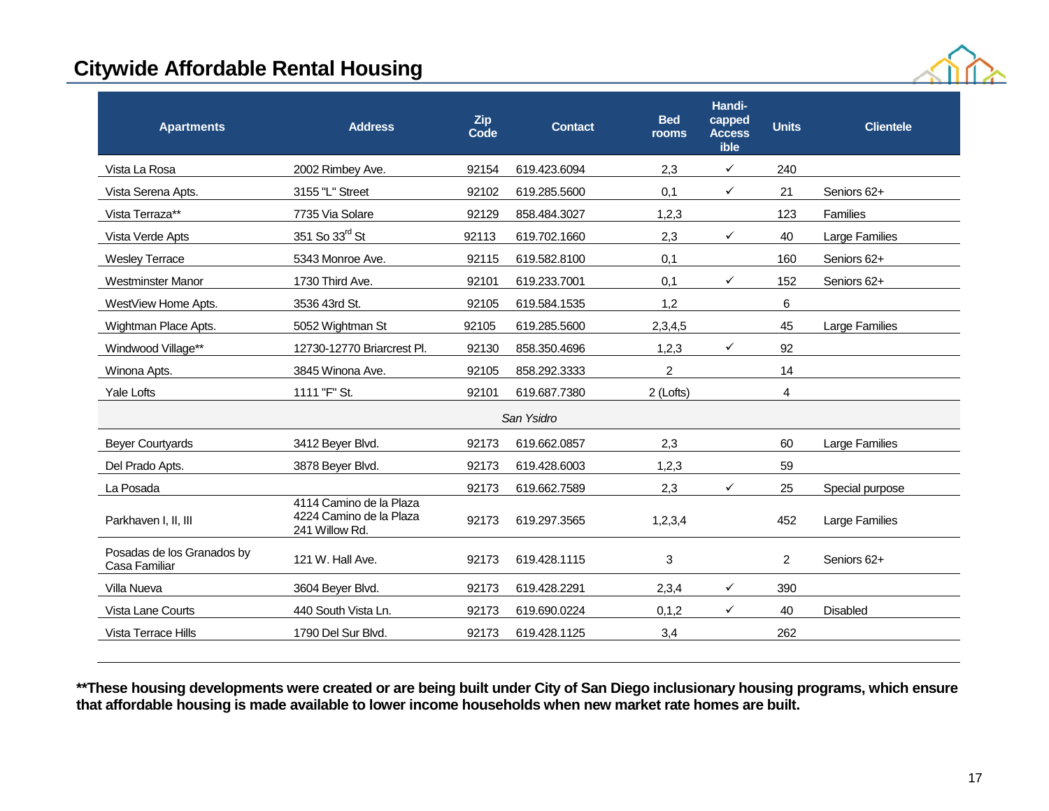# Citywide Affordable Rental Housing

| Apartments | Address | Zip Code | Contact | Bed rooms | Handi-capped Accessible | Units | Clientele |
|---|---|---|---|---|---|---|---|
| Vista La Rosa | 2002 Rimbey Ave. | 92154 | 619.423.6094 | 2,3 | ✓ | 240 | |
| Vista Serena Apts. | 3155 "L" Street | 92102 | 619.285.5600 | 0,1 | ✓ | 21 | Seniors 62+ |
| Vista Terraza** | 7735 Via Solare | 92129 | 858.484.3027 | 1,2,3 | | 123 | Families |
| Vista Verde Apts | 351 So 33rd St | 92113 | 619.702.1660 | 2,3 | ✓ | 40 | Large Families |
| Wesley Terrace | 5343 Monroe Ave. | 92115 | 619.582.8100 | 0,1 | | 160 | Seniors 62+ |
| Westminster Manor | 1730 Third Ave. | 92101 | 619.233.7001 | 0,1 | ✓ | 152 | Seniors 62+ |
| WestView Home Apts. | 3536 43rd St. | 92105 | 619.584.1535 | 1,2 | | 6 | |
| Wightman Place Apts. | 5052 Wightman St | 92105 | 619.285.5600 | 2,3,4,5 | | 45 | Large Families |
| Windwood Village** | 12730-12770 Briarcrest Pl. | 92130 | 858.350.4696 | 1,2,3 | ✓ | 92 | |
| Winona Apts. | 3845 Winona Ave. | 92105 | 858.292.3333 | 2 | | 14 | |
| Yale Lofts | 1111 "F" St. | 92101 | 619.687.7380 | 2 (Lofts) | | 4 | |
| *San Ysidro* | | | | | | | |
| Beyer Courtyards | 3412 Beyer Blvd. | 92173 | 619.662.0857 | 2,3 | | 60 | Large Families |
| Del Prado Apts. | 3878 Beyer Blvd. | 92173 | 619.428.6003 | 1,2,3 | | 59 | |
| La Posada | | 92173 | 619.662.7589 | 2,3 | ✓ | 25 | Special purpose |
| Parkhaven I, II, III | 4114 Camino de la Plaza<br>4224 Camino de la Plaza<br>241 Willow Rd. | 92173 | 619.297.3565 | 1,2,3,4 | | 452 | Large Families |
| Posadas de los Granados by Casa Familiar | 121 W. Hall Ave. | 92173 | 619.428.1115 | 3 | | 2 | Seniors 62+ |
| Villa Nueva | 3604 Beyer Blvd. | 92173 | 619.428.2291 | 2,3,4 | ✓ | 390 | |
| Vista Lane Courts | 440 South Vista Ln. | 92173 | 619.690.0224 | 0,1,2 | ✓ | 40 | Disabled |
| Vista Terrace Hills | 1790 Del Sur Blvd. | 92173 | 619.428.1125 | 3,4 | | 262 | |

**\*\*These housing developments were created or are being built under City of San Diego inclusionary housing programs, which ensure that affordable housing is made available to lower income households when new market rate homes are built.**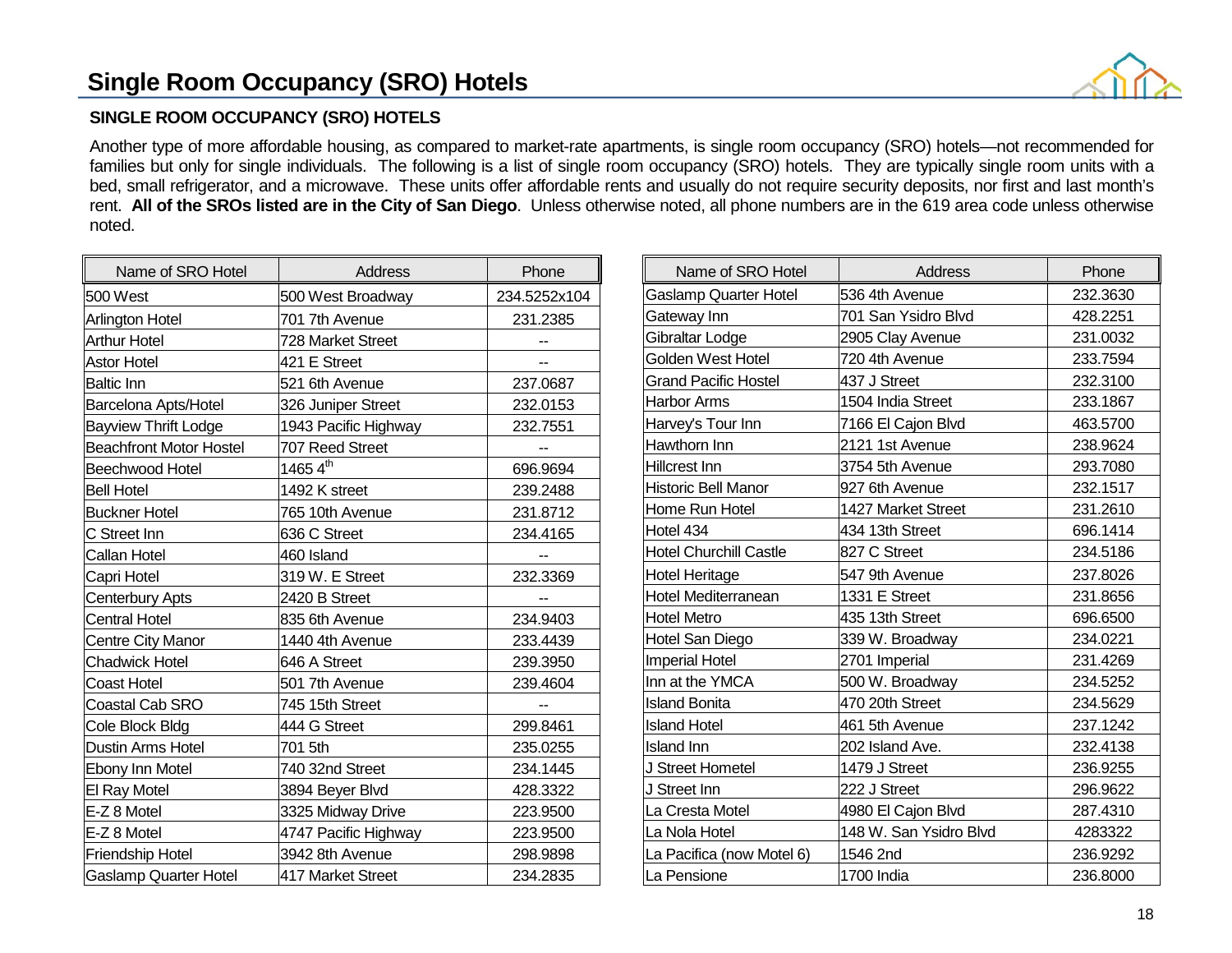# Single Room Occupancy (SRO) Hotels

## SINGLE ROOM OCCUPANCY (SRO) HOTELS

Another type of more affordable housing, as compared to market-rate apartments, is single room occupancy (SRO) hotels—not recommended for families but only for single individuals. The following is a list of single room occupancy (SRO) hotels. They are typically single room units with a bed, small refrigerator, and a microwave. These units offer affordable rents and usually do not require security deposits, nor first and last month's rent. **All of the SROs listed are in the City of San Diego**. Unless otherwise noted, all phone numbers are in the 619 area code unless otherwise noted.

| Name of SRO Hotel | Address | Phone |
|---|---|---|
| 500 West | 500 West Broadway | 234.5252x104 |
| Arlington Hotel | 701 7th Avenue | 231.2385 |
| Arthur Hotel | 728 Market Street | -- |
| Astor Hotel | 421 E Street | -- |
| Baltic Inn | 521 6th Avenue | 237.0687 |
| Barcelona Apts/Hotel | 326 Juniper Street | 232.0153 |
| Bayview Thrift Lodge | 1943 Pacific Highway | 232.7551 |
| Beachfront Motor Hostel | 707 Reed Street | -- |
| Beechwood Hotel | 1465 4th | 696.9694 |
| Bell Hotel | 1492 K street | 239.2488 |
| Buckner Hotel | 765 10th Avenue | 231.8712 |
| C Street Inn | 636 C Street | 234.4165 |
| Callan Hotel | 460 Island | -- |
| Capri Hotel | 319 W. E Street | 232.3369 |
| Centerbury Apts | 2420 B Street | -- |
| Central Hotel | 835 6th Avenue | 234.9403 |
| Centre City Manor | 1440 4th Avenue | 233.4439 |
| Chadwick Hotel | 646 A Street | 239.3950 |
| Coast Hotel | 501 7th Avenue | 239.4604 |
| Coastal Cab SRO | 745 15th Street | -- |
| Cole Block Bldg | 444 G Street | 299.8461 |
| Dustin Arms Hotel | 701 5th | 235.0255 |
| Ebony Inn Motel | 740 32nd Street | 234.1445 |
| El Ray Motel | 3894 Beyer Blvd | 428.3322 |
| E-Z 8 Motel | 3325 Midway Drive | 223.9500 |
| E-Z 8 Motel | 4747 Pacific Highway | 223.9500 |
| Friendship Hotel | 3942 8th Avenue | 298.9898 |
| Gaslamp Quarter Hotel | 417 Market Street | 234.2835 |

| Name of SRO Hotel | Address | Phone |
|---|---|---|
| Gaslamp Quarter Hotel | 536 4th Avenue | 232.3630 |
| Gateway Inn | 701 San Ysidro Blvd | 428.2251 |
| Gibraltar Lodge | 2905 Clay Avenue | 231.0032 |
| Golden West Hotel | 720 4th Avenue | 233.7594 |
| Grand Pacific Hostel | 437 J Street | 232.3100 |
| Harbor Arms | 1504 India Street | 233.1867 |
| Harvey's Tour Inn | 7166 El Cajon Blvd | 463.5700 |
| Hawthorn Inn | 2121 1st Avenue | 238.9624 |
| Hillcrest Inn | 3754 5th Avenue | 293.7080 |
| Historic Bell Manor | 927 6th Avenue | 232.1517 |
| Home Run Hotel | 1427 Market Street | 231.2610 |
| Hotel 434 | 434 13th Street | 696.1414 |
| Hotel Churchill Castle | 827 C Street | 234.5186 |
| Hotel Heritage | 547 9th Avenue | 237.8026 |
| Hotel Mediterranean | 1331 E Street | 231.8656 |
| Hotel Metro | 435 13th Street | 696.6500 |
| Hotel San Diego | 339 W. Broadway | 234.0221 |
| Imperial Hotel | 2701 Imperial | 231.4269 |
| Inn at the YMCA | 500 W. Broadway | 234.5252 |
| Island Bonita | 470 20th Street | 234.5629 |
| Island Hotel | 461 5th Avenue | 237.1242 |
| Island Inn | 202 Island Ave. | 232.4138 |
| J Street Hometel | 1479 J Street | 236.9255 |
| J Street Inn | 222 J Street | 296.9622 |
| La Cresta Motel | 4980 El Cajon Blvd | 287.4310 |
| La Nola Hotel | 148 W. San Ysidro Blvd | 4283322 |
| La Pacifica (now Motel 6) | 1546 2nd | 236.9292 |
| La Pensione | 1700 India | 236.8000 |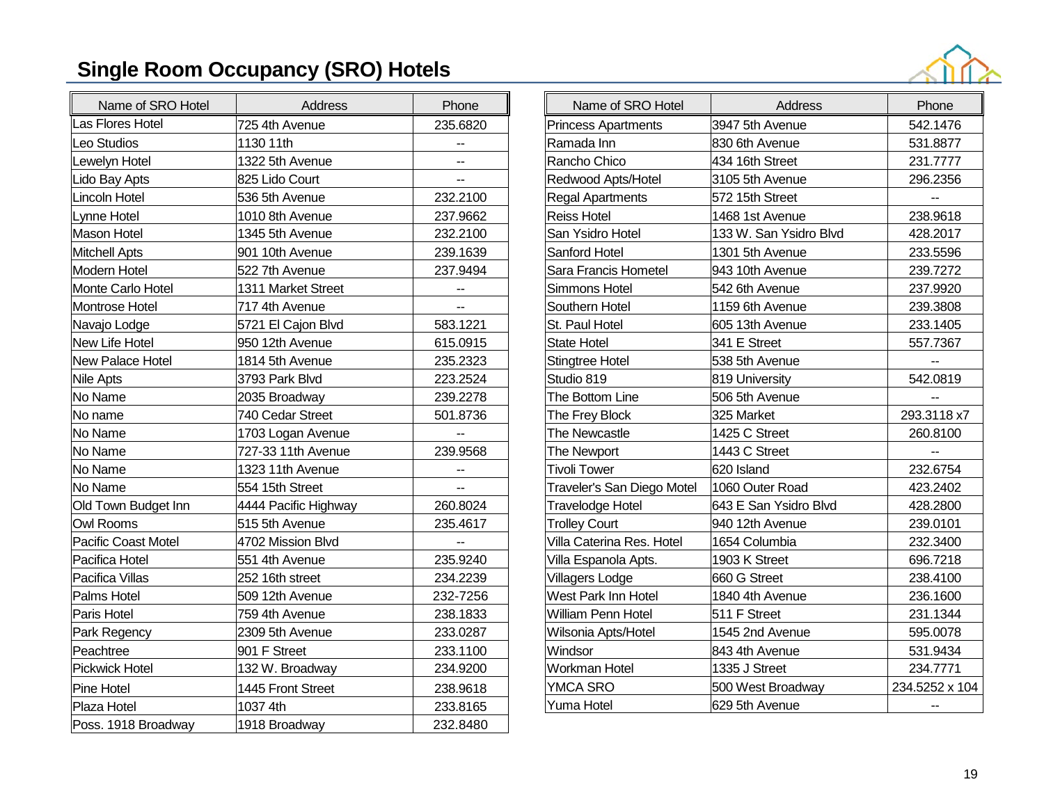## Single Room Occupancy (SRO) Hotels

| Name of SRO Hotel | Address | Phone |
|---|---|---|
| Las Flores Hotel | 725 4th Avenue | 235.6820 |
| Leo Studios | 1130 11th | -- |
| Lewelyn Hotel | 1322 5th Avenue | -- |
| Lido Bay Apts | 825 Lido Court | -- |
| Lincoln Hotel | 536 5th Avenue | 232.2100 |
| Lynne Hotel | 1010 8th Avenue | 237.9662 |
| Mason Hotel | 1345 5th Avenue | 232.2100 |
| Mitchell Apts | 901 10th Avenue | 239.1639 |
| Modern Hotel | 522 7th Avenue | 237.9494 |
| Monte Carlo Hotel | 1311 Market Street | -- |
| Montrose Hotel | 717 4th Avenue | -- |
| Navajo Lodge | 5721 El Cajon Blvd | 583.1221 |
| New Life Hotel | 950 12th Avenue | 615.0915 |
| New Palace Hotel | 1814 5th Avenue | 235.2323 |
| Nile Apts | 3793 Park Blvd | 223.2524 |
| No Name | 2035 Broadway | 239.2278 |
| No name | 740 Cedar Street | 501.8736 |
| No Name | 1703 Logan Avenue | -- |
| No Name | 727-33 11th Avenue | 239.9568 |
| No Name | 1323 11th Avenue | -- |
| No Name | 554 15th Street | -- |
| Old Town Budget Inn | 4444 Pacific Highway | 260.8024 |
| Owl Rooms | 515 5th Avenue | 235.4617 |
| Pacific Coast Motel | 4702 Mission Blvd | -- |
| Pacifica Hotel | 551 4th Avenue | 235.9240 |
| Pacifica Villas | 252 16th street | 234.2239 |
| Palms Hotel | 509 12th Avenue | 232-7256 |
| Paris Hotel | 759 4th Avenue | 238.1833 |
| Park Regency | 2309 5th Avenue | 233.0287 |
| Peachtree | 901 F Street | 233.1100 |
| Pickwick Hotel | 132 W. Broadway | 234.9200 |
| Pine Hotel | 1445 Front Street | 238.9618 |
| Plaza Hotel | 1037 4th | 233.8165 |
| Poss. 1918 Broadway | 1918 Broadway | 232.8480 |

| Name of SRO Hotel | Address | Phone |
|---|---|---|
| Princess Apartments | 3947 5th Avenue | 542.1476 |
| Ramada Inn | 830 6th Avenue | 531.8877 |
| Rancho Chico | 434 16th Street | 231.7777 |
| Redwood Apts/Hotel | 3105 5th Avenue | 296.2356 |
| Regal Apartments | 572 15th Street | -- |
| Reiss Hotel | 1468 1st Avenue | 238.9618 |
| San Ysidro Hotel | 133 W. San Ysidro Blvd | 428.2017 |
| Sanford Hotel | 1301 5th Avenue | 233.5596 |
| Sara Francis Hometel | 943 10th Avenue | 239.7272 |
| Simmons Hotel | 542 6th Avenue | 237.9920 |
| Southern Hotel | 1159 6th Avenue | 239.3808 |
| St. Paul Hotel | 605 13th Avenue | 233.1405 |
| State Hotel | 341 E Street | 557.7367 |
| Stingtree Hotel | 538 5th Avenue | -- |
| Studio 819 | 819 University | 542.0819 |
| The Bottom Line | 506 5th Avenue | -- |
| The Frey Block | 325 Market | 293.3118 x7 |
| The Newcastle | 1425 C Street | 260.8100 |
| The Newport | 1443 C Street | -- |
| Tivoli Tower | 620 Island | 232.6754 |
| Traveler's San Diego Motel | 1060 Outer Road | 423.2402 |
| Travelodge Hotel | 643 E San Ysidro Blvd | 428.2800 |
| Trolley Court | 940 12th Avenue | 239.0101 |
| Villa Caterina Res. Hotel | 1654 Columbia | 232.3400 |
| Villa Espanola Apts. | 1903 K Street | 696.7218 |
| Villagers Lodge | 660 G Street | 238.4100 |
| West Park Inn Hotel | 1840 4th Avenue | 236.1600 |
| William Penn Hotel | 511 F Street | 231.1344 |
| Wilsonia Apts/Hotel | 1545 2nd Avenue | 595.0078 |
| Windsor | 843 4th Avenue | 531.9434 |
| Workman Hotel | 1335 J Street | 234.7771 |
| YMCA SRO | 500 West Broadway | 234.5252 x 104 |
| Yuma Hotel | 629 5th Avenue | -- |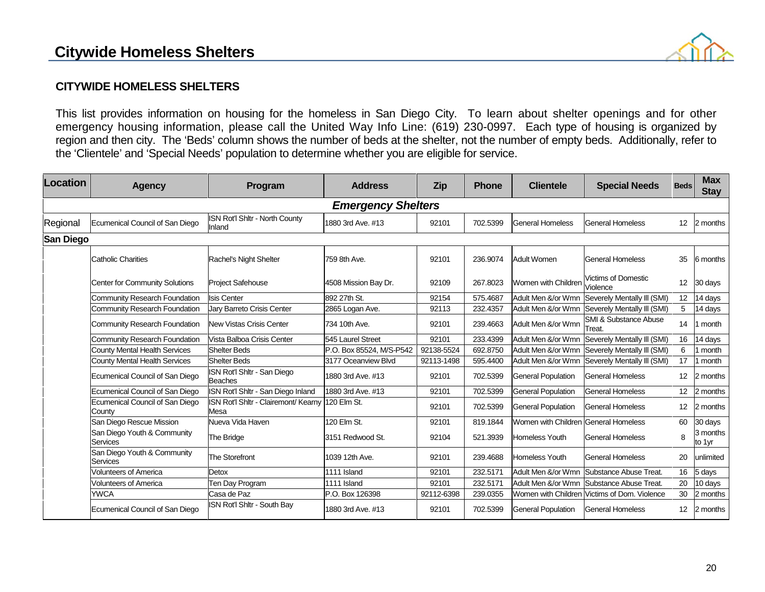# Citywide Homeless Shelters

## CITYWIDE HOMELESS SHELTERS

This list provides information on housing for the homeless in San Diego City. To learn about shelter openings and for other emergency housing information, please call the United Way Info Line: (619) 230-0997. Each type of housing is organized by region and then city. The 'Beds' column shows the number of beds at the shelter, not the number of empty beds. Additionally, refer to the 'Clientele' and 'Special Needs' population to determine whether you are eligible for service.

| Location | Agency | Program | Address | Zip | Phone | Clientele | Special Needs | Beds | Max Stay |
|---|---|---|---|---|---|---|---|---|---|
| | | | ***Emergency Shelters*** | | | | | | |
| Regional | Ecumenical Council of San Diego | ISN Rot'l Shltr - North County Inland | 1880 3rd Ave. #13 | 92101 | 702.5399 | General Homeless | General Homeless | 12 | 2 months |
| **San Diego** | | | | | | | | | |
| | Catholic Charities | Rachel's Night Shelter | 759 8th Ave. | 92101 | 236.9074 | Adult Women | General Homeless | 35 | 6 months |
| | Center for Community Solutions | Project Safehouse | 4508 Mission Bay Dr. | 92109 | 267.8023 | Women with Children | Victims of Domestic Violence | 12 | 30 days |
| | Community Research Foundation | Isis Center | 892 27th St. | 92154 | 575.4687 | Adult Men &/or Wmn | Severely Mentally Ill (SMI) | 12 | 14 days |
| | Community Research Foundation | Jary Barreto Crisis Center | 2865 Logan Ave. | 92113 | 232.4357 | Adult Men &/or Wmn | Severely Mentally Ill (SMI) | 5 | 14 days |
| | Community Research Foundation | New Vistas Crisis Center | 734 10th Ave. | 92101 | 239.4663 | Adult Men &/or Wmn | SMI & Substance Abuse Treat. | 14 | 1 month |
| | Community Research Foundation | Vista Balboa Crisis Center | 545 Laurel Street | 92101 | 233.4399 | Adult Men &/or Wmn | Severely Mentally Ill (SMI) | 16 | 14 days |
| | County Mental Health Services | Shelter Beds | P.O. Box 85524, M/S-P542 | 92138-5524 | 692.8750 | Adult Men &/or Wmn | Severely Mentally Ill (SMI) | 6 | 1 month |
| | County Mental Health Services | Shelter Beds | 3177 Oceanview Blvd | 92113-1498 | 595.4400 | Adult Men &/or Wmn | Severely Mentally Ill (SMI) | 17 | 1 month |
| | Ecumenical Council of San Diego | ISN Rot'l Shltr - San Diego Beaches | 1880 3rd Ave. #13 | 92101 | 702.5399 | General Population | General Homeless | 12 | 2 months |
| | Ecumenical Council of San Diego | ISN Rot'l Shltr - San Diego Inland | 1880 3rd Ave. #13 | 92101 | 702.5399 | General Population | General Homeless | 12 | 2 months |
| | Ecumenical Council of San Diego County | ISN Rot'l Shltr - Clairemont/ Kearny Mesa | 120 Elm St. | 92101 | 702.5399 | General Population | General Homeless | 12 | 2 months |
| | San Diego Rescue Mission | Nueva Vida Haven | 120 Elm St. | 92101 | 819.1844 | Women with Children | General Homeless | 60 | 30 days |
| | San Diego Youth & Community Services | The Bridge | 3151 Redwood St. | 92104 | 521.3939 | Homeless Youth | General Homeless | 8 | 3 months to 1yr |
| | San Diego Youth & Community Services | The Storefront | 1039 12th Ave. | 92101 | 239.4688 | Homeless Youth | General Homeless | 20 | unlimited |
| | Volunteers of America | Detox | 1111 Island | 92101 | 232.5171 | Adult Men &/or Wmn | Substance Abuse Treat. | 16 | 5 days |
| | Volunteers of America | Ten Day Program | 1111 Island | 92101 | 232.5171 | Adult Men &/or Wmn | Substance Abuse Treat. | 20 | 10 days |
| | YWCA | Casa de Paz | P.O. Box 126398 | 92112-6398 | 239.0355 | Women with Children | Victims of Dom. Violence | 30 | 2 months |
| | Ecumenical Council of San Diego | ISN Rot'l Shltr - South Bay | 1880 3rd Ave. #13 | 92101 | 702.5399 | General Population | General Homeless | 12 | 2 months |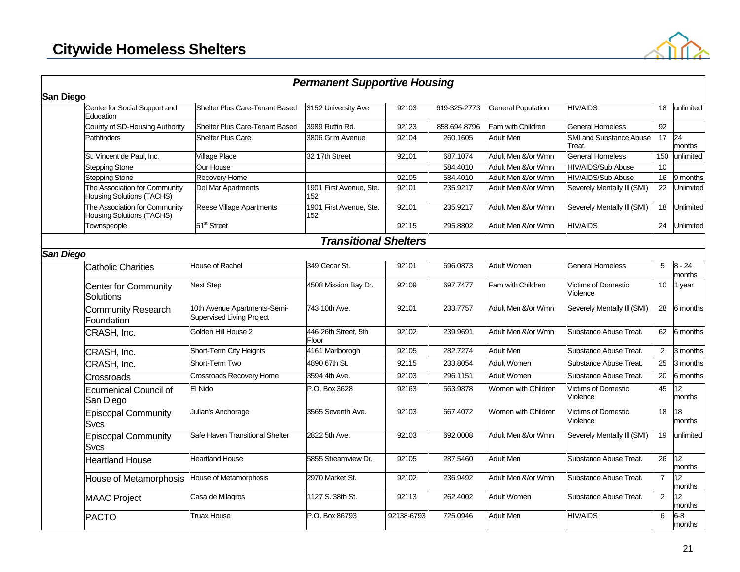## Citywide Homeless Shelters

| | | | | | | | | | |
|---|---|---|---|---|---|---|---|---|---|
| ***Permanent Supportive Housing*** | | | | | | | | | |
| **San Diego** | | | | | | | | | |
| | Center for Social Support and Education | Shelter Plus Care-Tenant Based | 3152 University Ave. | 92103 | 619-325-2773 | General Population | HIV/AIDS | 18 | unlimited |
| | County of SD-Housing Authority | Shelter Plus Care-Tenant Based | 3989 Ruffin Rd. | 92123 | 858.694.8796 | Fam with Children | General Homeless | 92 | |
| | Pathfinders | Shelter Plus Care | 3806 Grim Avenue | 92104 | 260.1605 | Adult Men | SMI and Substance Abuse Treat. | 17 | 24 months |
| | St. Vincent de Paul, Inc. | Village Place | 32 17th Street | 92101 | 687.1074 | Adult Men &/or Wmn | General Homeless | 150 | unlimited |
| | Stepping Stone | Our House | | | 584.4010 | Adult Men &/or Wmn | HIV/AIDS/Sub Abuse | 10 | |
| | Stepping Stone | Recovery Home | | 92105 | 584.4010 | Adult Men &/or Wmn | HIV/AIDS/Sub Abuse | 16 | 9 months |
| | The Association for Community Housing Solutions (TACHS) | Del Mar Apartments | 1901 First Avenue, Ste. 152 | 92101 | 235.9217 | Adult Men &/or Wmn | Severely Mentally Ill (SMI) | 22 | Unlimited |
| | The Association for Community Housing Solutions (TACHS) | Reese Village Apartments | 1901 First Avenue, Ste. 152 | 92101 | 235.9217 | Adult Men &/or Wmn | Severely Mentally Ill (SMI) | 18 | Unlimited |
| | Townspeople | 51st Street | | 92115 | 295.8802 | Adult Men &/or Wmn | HIV/AIDS | 24 | Unlimited |
| ***Transitional Shelters*** | | | | | | | | | |
| ***San Diego*** | | | | | | | | | |
| | Catholic Charities | House of Rachel | 349 Cedar St. | 92101 | 696.0873 | Adult Women | General Homeless | 5 | 8 - 24 months |
| | Center for Community Solutions | Next Step | 4508 Mission Bay Dr. | 92109 | 697.7477 | Fam with Children | Victims of Domestic Violence | 10 | 1 year |
| | Community Research Foundation | 10th Avenue Apartments-Semi-Supervised Living Project | 743 10th Ave. | 92101 | 233.7757 | Adult Men &/or Wmn | Severely Mentally Ill (SMI) | 28 | 6 months |
| | CRASH, Inc. | Golden Hill House 2 | 446 26th Street, 5th Floor | 92102 | 239.9691 | Adult Men &/or Wmn | Substance Abuse Treat. | 62 | 6 months |
| | CRASH, Inc. | Short-Term City Heights | 4161 Marlborogh | 92105 | 282.7274 | Adult Men | Substance Abuse Treat. | 2 | 3 months |
| | CRASH, Inc. | Short-Term Two | 4890 67th St. | 92115 | 233.8054 | Adult Women | Substance Abuse Treat. | 25 | 3 months |
| | Crossroads | Crossroads Recovery Home | 3594 4th Ave. | 92103 | 296.1151 | Adult Women | Substance Abuse Treat. | 20 | 6 months |
| | Ecumenical Council of San Diego | El Nido | P.O. Box 3628 | 92163 | 563.9878 | Women with Children | Victims of Domestic Violence | 45 | 12 months |
| | Episcopal Community Svcs | Julian's Anchorage | 3565 Seventh Ave. | 92103 | 667.4072 | Women with Children | Victims of Domestic Violence | 18 | 18 months |
| | Episcopal Community Svcs | Safe Haven Transitional Shelter | 2822 5th Ave. | 92103 | 692.0008 | Adult Men &/or Wmn | Severely Mentally Ill (SMI) | 19 | unlimited |
| | Heartland House | Heartland House | 5855 Streamview Dr. | 92105 | 287.5460 | Adult Men | Substance Abuse Treat. | 26 | 12 months |
| | House of Metamorphosis | House of Metamorphosis | 2970 Market St. | 92102 | 236.9492 | Adult Men &/or Wmn | Substance Abuse Treat. | 7 | 12 months |
| | MAAC Project | Casa de Milagros | 1127 S. 38th St. | 92113 | 262.4002 | Adult Women | Substance Abuse Treat. | 2 | 12 months |
| | PACTO | Truax House | P.O. Box 86793 | 92138-6793 | 725.0946 | Adult Men | HIV/AIDS | 6 | 6-8 months |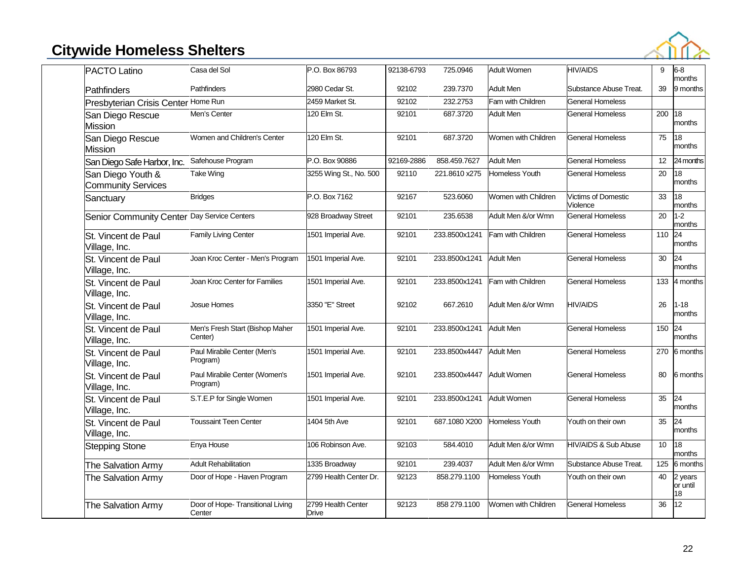## Citywide Homeless Shelters

| | | | | | | | | |
|---|---|---|---|---|---|---|---|---|
| PACTO Latino | Casa del Sol | P.O. Box 86793 | 92138-6793 | 725.0946 | Adult Women | HIV/AIDS | 9 | 6-8 months |
| Pathfinders | Pathfinders | 2980 Cedar St. | 92102 | 239.7370 | Adult Men | Substance Abuse Treat. | 39 | 9 months |
| Presbyterian Crisis Center | Home Run | 2459 Market St. | 92102 | 232.2753 | Fam with Children | General Homeless | | |
| San Diego Rescue Mission | Men's Center | 120 Elm St. | 92101 | 687.3720 | Adult Men | General Homeless | 200 | 18 months |
| San Diego Rescue Mission | Women and Children's Center | 120 Elm St. | 92101 | 687.3720 | Women with Children | General Homeless | 75 | 18 months |
| San Diego Safe Harbor, Inc. | Safehouse Program | P.O. Box 90886 | 92169-2886 | 858.459.7627 | Adult Men | General Homeless | 12 | 24 months |
| San Diego Youth & Community Services | Take Wing | 3255 Wing St., No. 500 | 92110 | 221.8610 x275 | Homeless Youth | General Homeless | 20 | 18 months |
| Sanctuary | Bridges | P.O. Box 7162 | 92167 | 523.6060 | Women with Children | Victims of Domestic Violence | 33 | 18 months |
| Senior Community Center | Day Service Centers | 928 Broadway Street | 92101 | 235.6538 | Adult Men &/or Wmn | General Homeless | 20 | 1-2 months |
| St. Vincent de Paul Village, Inc. | Family Living Center | 1501 Imperial Ave. | 92101 | 233.8500x1241 | Fam with Children | General Homeless | 110 | 24 months |
| St. Vincent de Paul Village, Inc. | Joan Kroc Center - Men's Program | 1501 Imperial Ave. | 92101 | 233.8500x1241 | Adult Men | General Homeless | 30 | 24 months |
| St. Vincent de Paul Village, Inc. | Joan Kroc Center for Families | 1501 Imperial Ave. | 92101 | 233.8500x1241 | Fam with Children | General Homeless | 133 | 4 months |
| St. Vincent de Paul Village, Inc. | Josue Homes | 3350 "E" Street | 92102 | 667.2610 | Adult Men &/or Wmn | HIV/AIDS | 26 | 1-18 months |
| St. Vincent de Paul Village, Inc. | Men's Fresh Start (Bishop Maher Center) | 1501 Imperial Ave. | 92101 | 233.8500x1241 | Adult Men | General Homeless | 150 | 24 months |
| St. Vincent de Paul Village, Inc. | Paul Mirabile Center (Men's Program) | 1501 Imperial Ave. | 92101 | 233.8500x4447 | Adult Men | General Homeless | 270 | 6 months |
| St. Vincent de Paul Village, Inc. | Paul Mirabile Center (Women's Program) | 1501 Imperial Ave. | 92101 | 233.8500x4447 | Adult Women | General Homeless | 80 | 6 months |
| St. Vincent de Paul Village, Inc. | S.T.E.P for Single Women | 1501 Imperial Ave. | 92101 | 233.8500x1241 | Adult Women | General Homeless | 35 | 24 months |
| St. Vincent de Paul Village, Inc. | Toussaint Teen Center | 1404 5th Ave | 92101 | 687.1080 X200 | Homeless Youth | Youth on their own | 35 | 24 months |
| Stepping Stone | Enya House | 106 Robinson Ave. | 92103 | 584.4010 | Adult Men &/or Wmn | HIV/AIDS & Sub Abuse | 10 | 18 months |
| The Salvation Army | Adult Rehabilitation | 1335 Broadway | 92101 | 239.4037 | Adult Men &/or Wmn | Substance Abuse Treat. | 125 | 6 months |
| The Salvation Army | Door of Hope - Haven Program | 2799 Health Center Dr. | 92123 | 858.279.1100 | Homeless Youth | Youth on their own | 40 | 2 years or until 18 |
| The Salvation Army | Door of Hope- Transitional Living Center | 2799 Health Center Drive | 92123 | 858 279.1100 | Women with Children | General Homeless | 36 | 12 |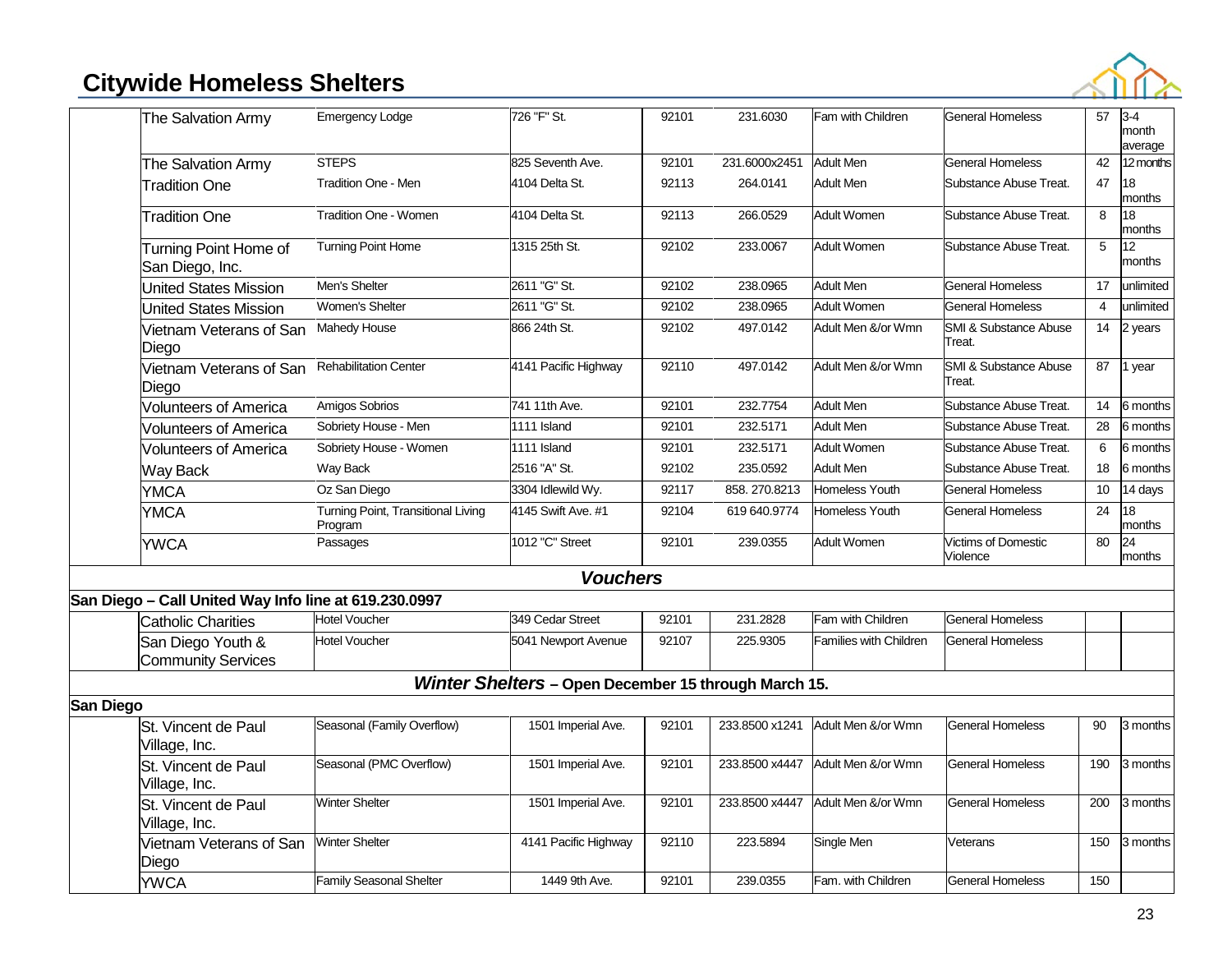# Citywide Homeless Shelters

| | Agency | Program | Address | Zip | Phone | Population | Type | Beds | Length of Stay |
|---|---|---|---|---|---|---|---|---|---|
| | The Salvation Army | Emergency Lodge | 726 "F" St. | 92101 | 231.6030 | Fam with Children | General Homeless | 57 | 3-4 month average |
| | The Salvation Army | STEPS | 825 Seventh Ave. | 92101 | 231.6000x2451 | Adult Men | General Homeless | 42 | 12 months |
| | Tradition One | Tradition One - Men | 4104 Delta St. | 92113 | 264.0141 | Adult Men | Substance Abuse Treat. | 47 | 18 months |
| | Tradition One | Tradition One - Women | 4104 Delta St. | 92113 | 266.0529 | Adult Women | Substance Abuse Treat. | 8 | 18 months |
| | Turning Point Home of San Diego, Inc. | Turning Point Home | 1315 25th St. | 92102 | 233.0067 | Adult Women | Substance Abuse Treat. | 5 | 12 months |
| | United States Mission | Men's Shelter | 2611 "G" St. | 92102 | 238.0965 | Adult Men | General Homeless | 17 | unlimited |
| | United States Mission | Women's Shelter | 2611 "G" St. | 92102 | 238.0965 | Adult Women | General Homeless | 4 | unlimited |
| | Vietnam Veterans of San Diego | Mahedy House | 866 24th St. | 92102 | 497.0142 | Adult Men &/or Wmn | SMI & Substance Abuse Treat. | 14 | 2 years |
| | Vietnam Veterans of San Diego | Rehabilitation Center | 4141 Pacific Highway | 92110 | 497.0142 | Adult Men &/or Wmn | SMI & Substance Abuse Treat. | 87 | 1 year |
| | Volunteers of America | Amigos Sobrios | 741 11th Ave. | 92101 | 232.7754 | Adult Men | Substance Abuse Treat. | 14 | 6 months |
| | Volunteers of America | Sobriety House - Men | 1111 Island | 92101 | 232.5171 | Adult Men | Substance Abuse Treat. | 28 | 6 months |
| | Volunteers of America | Sobriety House - Women | 1111 Island | 92101 | 232.5171 | Adult Women | Substance Abuse Treat. | 6 | 6 months |
| | Way Back | Way Back | 2516 "A" St. | 92102 | 235.0592 | Adult Men | Substance Abuse Treat. | 18 | 6 months |
| | YMCA | Oz San Diego | 3304 Idlewild Wy. | 92117 | 858. 270.8213 | Homeless Youth | General Homeless | 10 | 14 days |
| | YMCA | Turning Point, Transitional Living Program | 4145 Swift Ave. #1 | 92104 | 619 640.9774 | Homeless Youth | General Homeless | 24 | 18 months |
| | YWCA | Passages | 1012 "C" Street | 92101 | 239.0355 | Adult Women | Victims of Domestic Violence | 80 | 24 months |
| ***Vouchers*** | | | | | | | | | |
| **San Diego – Call United Way Info line at 619.230.0997** | | | | | | | | | |
| | Catholic Charities | Hotel Voucher | 349 Cedar Street | 92101 | 231.2828 | Fam with Children | General Homeless | | |
| | San Diego Youth & Community Services | Hotel Voucher | 5041 Newport Avenue | 92107 | 225.9305 | Families with Children | General Homeless | | |
| ***Winter Shelters* – Open December 15 through March 15.** | | | | | | | | | |
| **San Diego** | | | | | | | | | |
| | St. Vincent de Paul Village, Inc. | Seasonal (Family Overflow) | 1501 Imperial Ave. | 92101 | 233.8500 x1241 | Adult Men &/or Wmn | General Homeless | 90 | 3 months |
| | St. Vincent de Paul Village, Inc. | Seasonal (PMC Overflow) | 1501 Imperial Ave. | 92101 | 233.8500 x4447 | Adult Men &/or Wmn | General Homeless | 190 | 3 months |
| | St. Vincent de Paul Village, Inc. | Winter Shelter | 1501 Imperial Ave. | 92101 | 233.8500 x4447 | Adult Men &/or Wmn | General Homeless | 200 | 3 months |
| | Vietnam Veterans of San Diego | Winter Shelter | 4141 Pacific Highway | 92110 | 223.5894 | Single Men | Veterans | 150 | 3 months |
| | YWCA | Family Seasonal Shelter | 1449 9th Ave. | 92101 | 239.0355 | Fam. with Children | General Homeless | 150 | |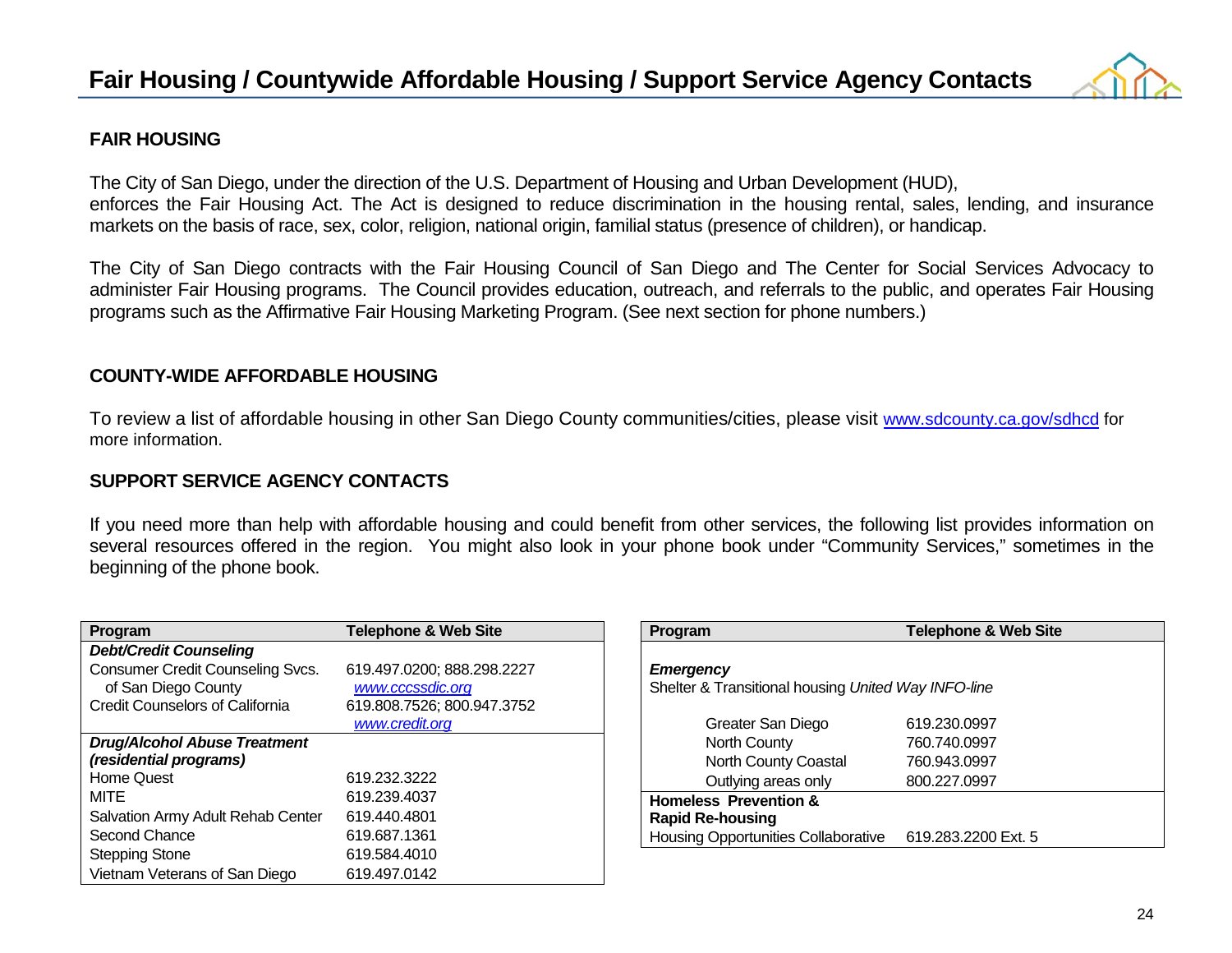# Fair Housing / Countywide Affordable Housing / Support Service Agency Contacts

## FAIR HOUSING

The City of San Diego, under the direction of the U.S. Department of Housing and Urban Development (HUD), enforces the Fair Housing Act. The Act is designed to reduce discrimination in the housing rental, sales, lending, and insurance markets on the basis of race, sex, color, religion, national origin, familial status (presence of children), or handicap.

The City of San Diego contracts with the Fair Housing Council of San Diego and The Center for Social Services Advocacy to administer Fair Housing programs. The Council provides education, outreach, and referrals to the public, and operates Fair Housing programs such as the Affirmative Fair Housing Marketing Program. (See next section for phone numbers.)

## COUNTY-WIDE AFFORDABLE HOUSING

To review a list of affordable housing in other San Diego County communities/cities, please visit www.sdcounty.ca.gov/sdhcd for more information.

## SUPPORT SERVICE AGENCY CONTACTS

If you need more than help with affordable housing and could benefit from other services, the following list provides information on several resources offered in the region. You might also look in your phone book under "Community Services," sometimes in the beginning of the phone book.

| Program | Telephone & Web Site |
|---|---|
| ***Debt/Credit Counseling*** | |
| Consumer Credit Counseling Svcs. of San Diego County | 619.497.0200; 888.298.2227 *www.cccssdic.org* |
| Credit Counselors of California | 619.808.7526; 800.947.3752 *www.credit.org* |
| ***Drug/Alcohol Abuse Treatment (residential programs)*** | |
| Home Quest | 619.232.3222 |
| MITE | 619.239.4037 |
| Salvation Army Adult Rehab Center | 619.440.4801 |
| Second Chance | 619.687.1361 |
| Stepping Stone | 619.584.4010 |
| Vietnam Veterans of San Diego | 619.497.0142 |

| Program | Telephone & Web Site |
|---|---|
| ***Emergency*** | |
| Shelter & Transitional housing *United Way INFO-line* | |
| Greater San Diego | 619.230.0997 |
| North County | 760.740.0997 |
| North County Coastal | 760.943.0997 |
| Outlying areas only | 800.227.0997 |
| **Homeless Prevention & Rapid Re-housing** | |
| Housing Opportunities Collaborative | 619.283.2200 Ext. 5 |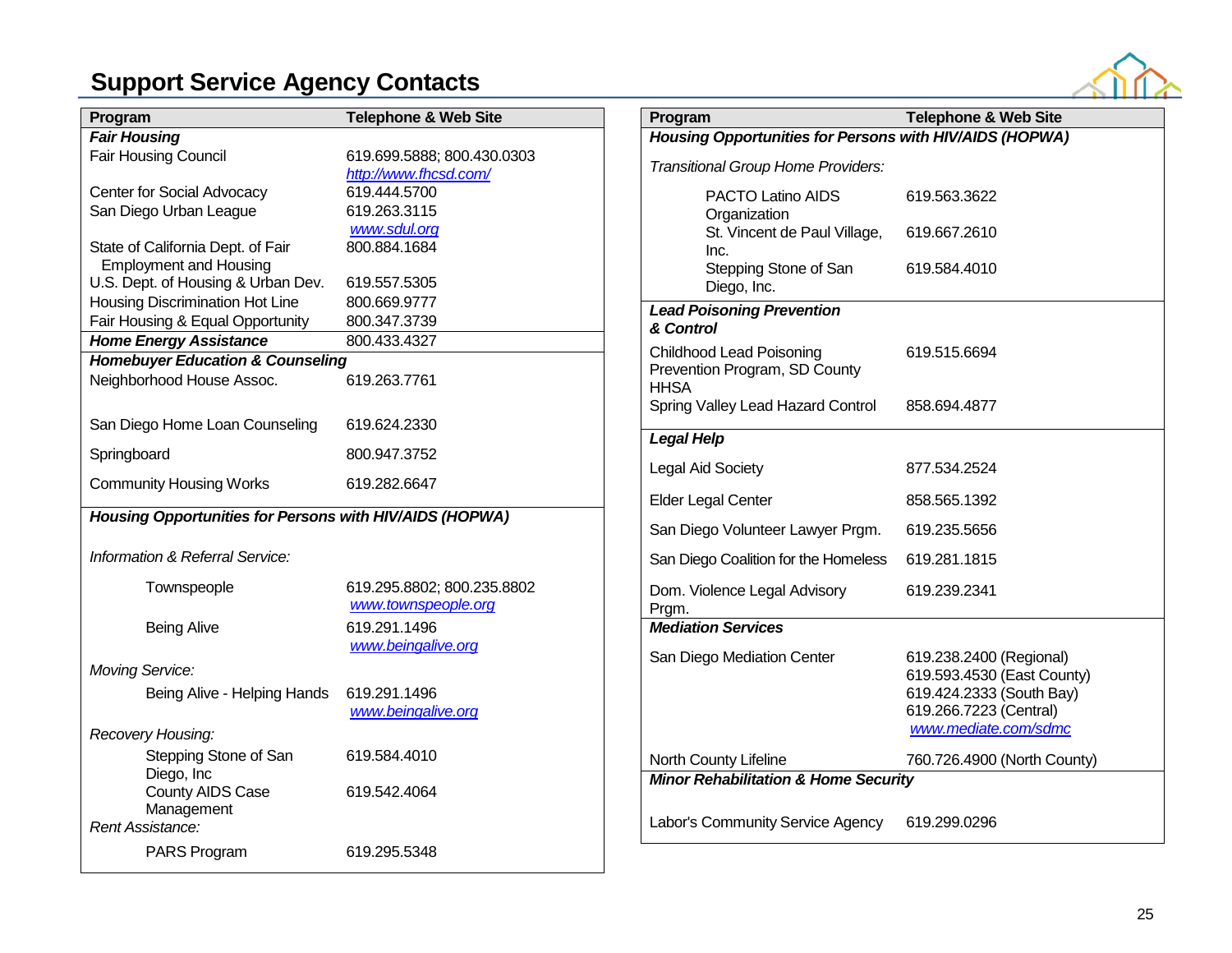## Support Service Agency Contacts

| Program | Telephone & Web Site |
|---|---|
| ***Fair Housing*** | |
| Fair Housing Council | 619.699.5888; 800.430.0303 http://www.fhcsd.com/ |
| Center for Social Advocacy | 619.444.5700 |
| San Diego Urban League | 619.263.3115 www.sdul.org |
| State of California Dept. of Fair Employment and Housing | 800.884.1684 |
| U.S. Dept. of Housing & Urban Dev. | 619.557.5305 |
| Housing Discrimination Hot Line | 800.669.9777 |
| Fair Housing & Equal Opportunity | 800.347.3739 |
| ***Home Energy Assistance*** | 800.433.4327 |
| ***Homebuyer Education & Counseling*** | |
| Neighborhood House Assoc. | 619.263.7761 |
| San Diego Home Loan Counseling | 619.624.2330 |
| Springboard | 800.947.3752 |
| Community Housing Works | 619.282.6647 |
| ***Housing Opportunities for Persons with HIV/AIDS (HOPWA)*** | |
| *Information & Referral Service:* | |
| Townspeople | 619.295.8802; 800.235.8802 www.townspeople.org |
| Being Alive | 619.291.1496 www.beingalive.org |
| *Moving Service:* | |
| Being Alive - Helping Hands | 619.291.1496 www.beingalive.org |
| *Recovery Housing:* | |
| Stepping Stone of San Diego, Inc | 619.584.4010 |
| County AIDS Case Management | 619.542.4064 |
| *Rent Assistance:* | |
| PARS Program | 619.295.5348 |

| Program | Telephone & Web Site |
|---|---|
| ***Housing Opportunities for Persons with HIV/AIDS (HOPWA)*** | |
| *Transitional Group Home Providers:* | |
| PACTO Latino AIDS Organization | 619.563.3622 |
| St. Vincent de Paul Village, Inc. | 619.667.2610 |
| Stepping Stone of San Diego, Inc. | 619.584.4010 |
| ***Lead Poisoning Prevention & Control*** | |
| Childhood Lead Poisoning Prevention Program, SD County HHSA | 619.515.6694 |
| Spring Valley Lead Hazard Control | 858.694.4877 |
| ***Legal Help*** | |
| Legal Aid Society | 877.534.2524 |
| Elder Legal Center | 858.565.1392 |
| San Diego Volunteer Lawyer Prgm. | 619.235.5656 |
| San Diego Coalition for the Homeless | 619.281.1815 |
| Dom. Violence Legal Advisory Prgm. | 619.239.2341 |
| ***Mediation Services*** | |
| San Diego Mediation Center | 619.238.2400 (Regional) 619.593.4530 (East County) 619.424.2333 (South Bay) 619.266.7223 (Central) www.mediate.com/sdmc |
| North County Lifeline | 760.726.4900 (North County) |
| ***Minor Rehabilitation & Home Security*** | |
| Labor's Community Service Agency | 619.299.0296 |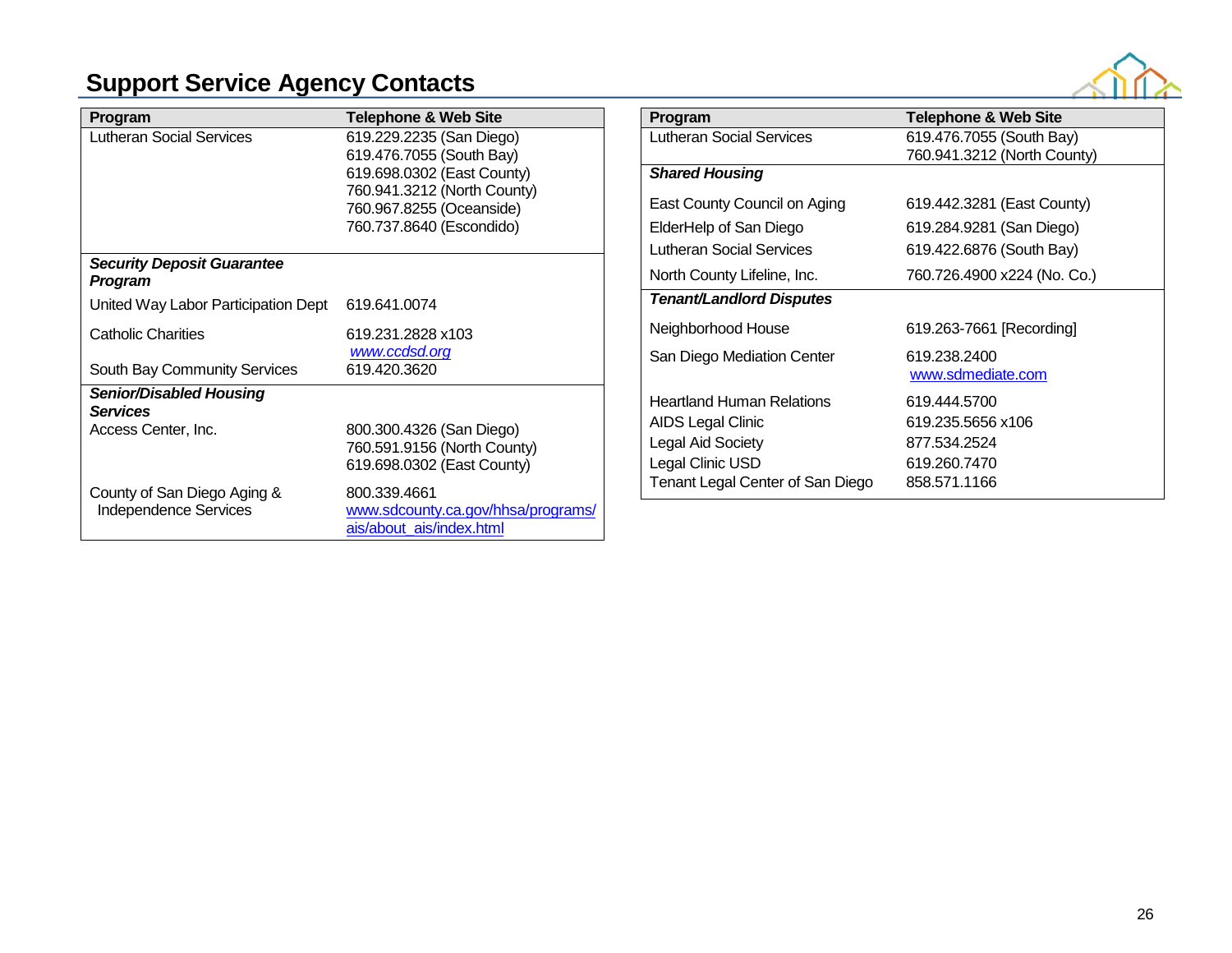## Support Service Agency Contacts

| Program | Telephone & Web Site |
|---|---|
| Lutheran Social Services | 619.229.2235 (San Diego)<br>619.476.7055 (South Bay)<br>619.698.0302 (East County)<br>760.941.3212 (North County)<br>760.967.8255 (Oceanside)<br>760.737.8640 (Escondido) |
| ***Security Deposit Guarantee Program*** | |
| United Way Labor Participation Dept | 619.641.0074 |
| Catholic Charities | 619.231.2828 x103<br>*www.ccdsd.org* |
| South Bay Community Services | 619.420.3620 |
| ***Senior/Disabled Housing Services*** | |
| Access Center, Inc. | 800.300.4326 (San Diego)<br>760.591.9156 (North County)<br>619.698.0302 (East County) |
| County of San Diego Aging & Independence Services | 800.339.4661<br>www.sdcounty.ca.gov/hhsa/programs/ais/about_ais/index.html |

| Program | Telephone & Web Site |
|---|---|
| Lutheran Social Services | 619.476.7055 (South Bay)<br>760.941.3212 (North County) |
| ***Shared Housing*** | |
| East County Council on Aging | 619.442.3281 (East County) |
| ElderHelp of San Diego | 619.284.9281 (San Diego) |
| Lutheran Social Services | 619.422.6876 (South Bay) |
| North County Lifeline, Inc. | 760.726.4900 x224 (No. Co.) |
| ***Tenant/Landlord Disputes*** | |
| Neighborhood House | 619.263-7661 [Recording] |
| San Diego Mediation Center | 619.238.2400<br>www.sdmediate.com |
| Heartland Human Relations | 619.444.5700 |
| AIDS Legal Clinic | 619.235.5656 x106 |
| Legal Aid Society | 877.534.2524 |
| Legal Clinic USD | 619.260.7470 |
| Tenant Legal Center of San Diego | 858.571.1166 |